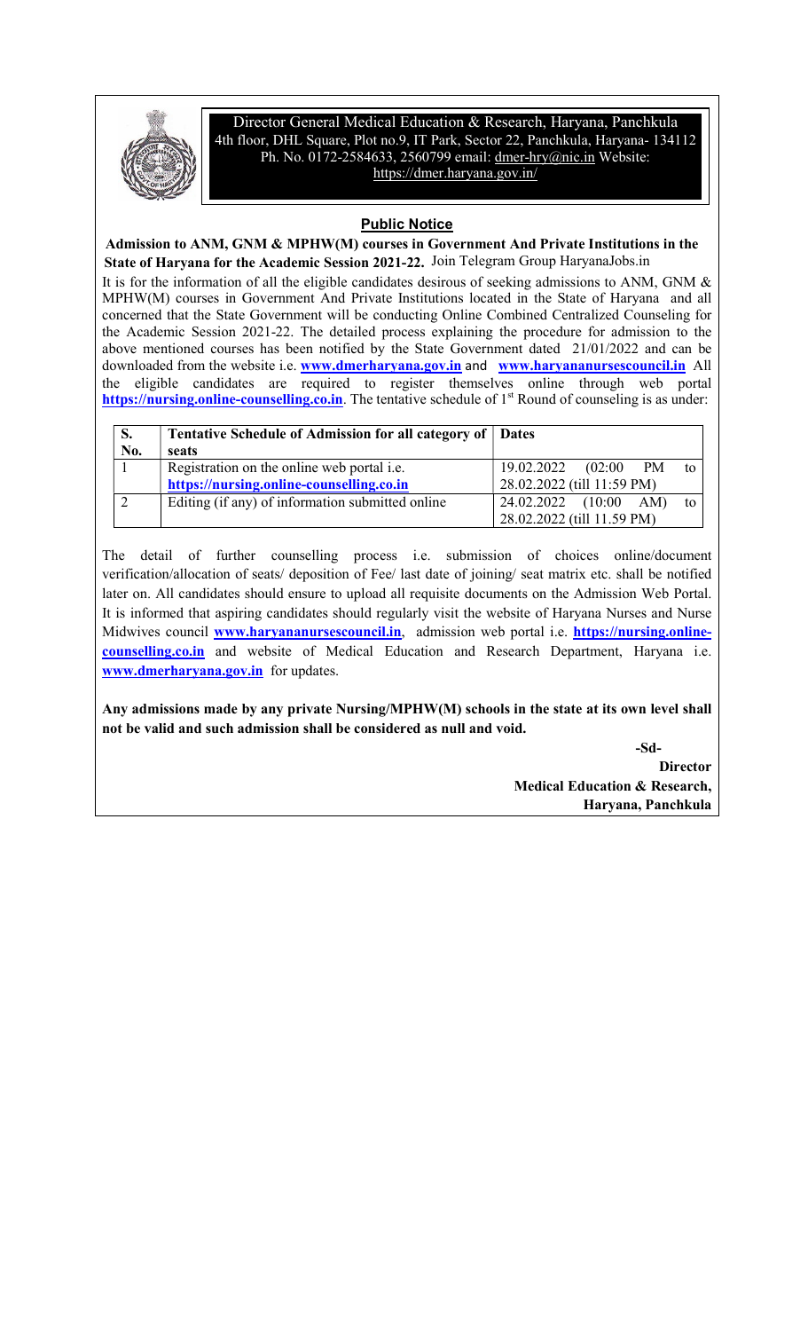Director General Medical Education & Research, Haryana, Panchkula
4th floor, DHL Square, Plot no.9, IT Park, Sector 22, Panchkula, Haryana- 134112
Ph. No. 0172-2584633, 2560799 email: dmer-hry@nic.in Website: https://dmer.haryana.gov.in/

## Public Notice

**Admission to ANM, GNM & MPHW(M) courses in Government And Private Institutions in the State of Haryana for the Academic Session 2021-22.** Join Telegram Group HaryanaJobs.in

It is for the information of all the eligible candidates desirous of seeking admissions to ANM, GNM & MPHW(M) courses in Government And Private Institutions located in the State of Haryana and all concerned that the State Government will be conducting Online Combined Centralized Counseling for the Academic Session 2021-22. The detailed process explaining the procedure for admission to the above mentioned courses has been notified by the State Government dated 21/01/2022 and can be downloaded from the website i.e. **www.dmerharyana.gov.in** and **www.haryananursescouncil.in** All the eligible candidates are required to register themselves online through web portal **https://nursing.online-counselling.co.in**. The tentative schedule of 1st Round of counseling is as under:

| S. No. | Tentative Schedule of Admission for all category of seats | Dates |
|---|---|---|
| 1 | Registration on the online web portal i.e. **https://nursing.online-counselling.co.in** | 19.02.2022 (02:00 PM to 28.02.2022 (till 11:59 PM) |
| 2 | Editing (if any) of information submitted online | 24.02.2022 (10:00 AM) to 28.02.2022 (till 11.59 PM) |

The detail of further counselling process i.e. submission of choices online/document verification/allocation of seats/ deposition of Fee/ last date of joining/ seat matrix etc. shall be notified later on. All candidates should ensure to upload all requisite documents on the Admission Web Portal. It is informed that aspiring candidates should regularly visit the website of Haryana Nurses and Nurse Midwives council **www.haryananursescouncil.in**, admission web portal i.e. **https://nursing.online-counselling.co.in** and website of Medical Education and Research Department, Haryana i.e. **www.dmerharyana.gov.in** for updates.

**Any admissions made by any private Nursing/MPHW(M) schools in the state at its own level shall not be valid and such admission shall be considered as null and void.**

**-Sd-**

**Director**
**Medical Education & Research,**
**Haryana, Panchkula**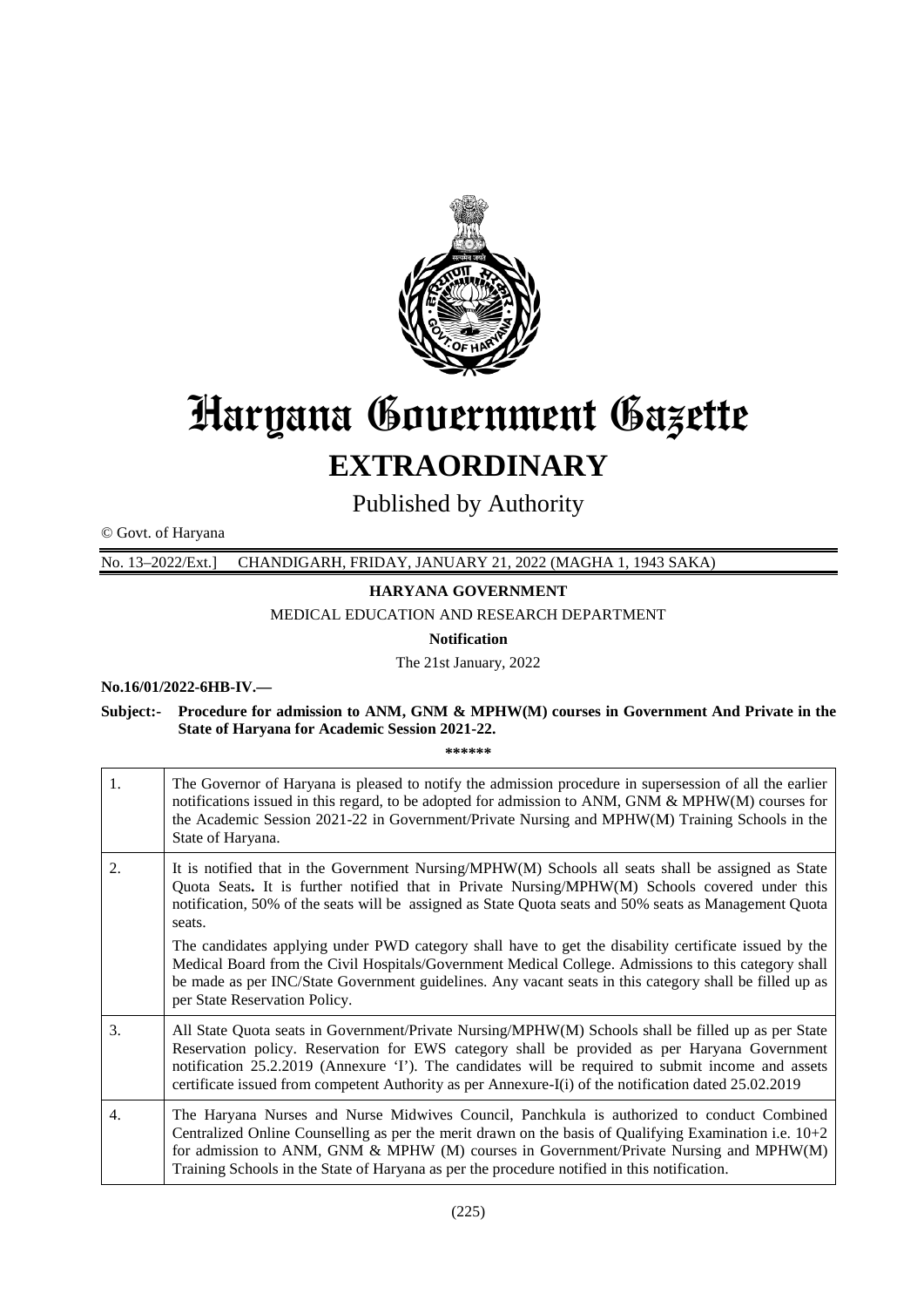# Haryana Government Gazette

## EXTRAORDINARY

Published by Authority

© Govt. of Haryana

No. 13–2022/Ext.] CHANDIGARH, FRIDAY, JANUARY 21, 2022 (MAGHA 1, 1943 SAKA)

**HARYANA GOVERNMENT**

MEDICAL EDUCATION AND RESEARCH DEPARTMENT

**Notification**

The 21st January, 2022

**No.16/01/2022-6HB-IV.—**

**Subject:- Procedure for admission to ANM, GNM & MPHW(M) courses in Government And Private in the State of Haryana for Academic Session 2021-22.**

**\*\*\*\*\*\***

| | |
|---|---|
| 1. | The Governor of Haryana is pleased to notify the admission procedure in supersession of all the earlier notifications issued in this regard, to be adopted for admission to ANM, GNM & MPHW(M) courses for the Academic Session 2021-22 in Government/Private Nursing and MPHW(M) Training Schools in the State of Haryana. |
| 2. | It is notified that in the Government Nursing/MPHW(M) Schools all seats shall be assigned as State Quota Seats**.** It is further notified that in Private Nursing/MPHW(M) Schools covered under this notification, 50% of the seats will be assigned as State Quota seats and 50% seats as Management Quota seats.<br><br>The candidates applying under PWD category shall have to get the disability certificate issued by the Medical Board from the Civil Hospitals/Government Medical College. Admissions to this category shall be made as per INC/State Government guidelines. Any vacant seats in this category shall be filled up as per State Reservation Policy. |
| 3. | All State Quota seats in Government/Private Nursing/MPHW(M) Schools shall be filled up as per State Reservation policy. Reservation for EWS category shall be provided as per Haryana Government notification 25.2.2019 (Annexure 'I'). The candidates will be required to submit income and assets certificate issued from competent Authority as per Annexure-I(i) of the notification dated 25.02.2019 |
| 4. | The Haryana Nurses and Nurse Midwives Council, Panchkula is authorized to conduct Combined Centralized Online Counselling as per the merit drawn on the basis of Qualifying Examination i.e. 10+2 for admission to ANM, GNM & MPHW (M) courses in Government/Private Nursing and MPHW(M) Training Schools in the State of Haryana as per the procedure notified in this notification. |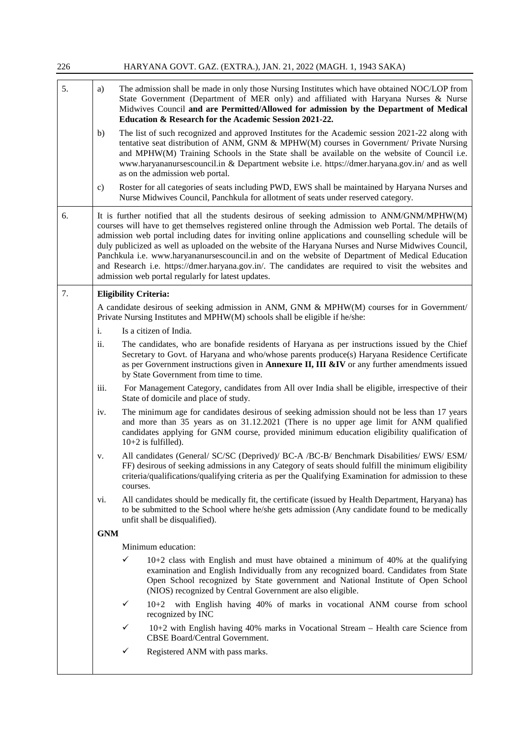| | |
|---|---|
| 5. | a) The admission shall be made in only those Nursing Institutes which have obtained NOC/LOP from State Government (Department of MER only) and affiliated with Haryana Nurses & Nurse Midwives Council **and are Permitted/Allowed for admission by the Department of Medical Education & Research for the Academic Session 2021-22.**<br><br>b) The list of such recognized and approved Institutes for the Academic session 2021-22 along with tentative seat distribution of ANM, GNM & MPHW(M) courses in Government/ Private Nursing and MPHW(M) Training Schools in the State shall be available on the website of Council i.e. www.haryananursescouncil.in & Department website i.e. https://dmer.haryana.gov.in/ and as well as on the admission web portal.<br><br>c) Roster for all categories of seats including PWD, EWS shall be maintained by Haryana Nurses and Nurse Midwives Council, Panchkula for allotment of seats under reserved category. |
| 6. | It is further notified that all the students desirous of seeking admission to ANM/GNM/MPHW(M) courses will have to get themselves registered online through the Admission web Portal. The details of admission web portal including dates for inviting online applications and counselling schedule will be duly publicized as well as uploaded on the website of the Haryana Nurses and Nurse Midwives Council, Panchkula i.e. www.haryananursescouncil.in and on the website of Department of Medical Education and Research i.e. https://dmer.haryana.gov.in/. The candidates are required to visit the websites and admission web portal regularly for latest updates. |
| 7. | **Eligibility Criteria:**<br><br>A candidate desirous of seeking admission in ANM, GNM & MPHW(M) courses for in Government/ Private Nursing Institutes and MPHW(M) schools shall be eligible if he/she:<br><br>i. Is a citizen of India.<br><br>ii. The candidates, who are bonafide residents of Haryana as per instructions issued by the Chief Secretary to Govt. of Haryana and who/whose parents produce(s) Haryana Residence Certificate as per Government instructions given in **Annexure II, III &IV** or any further amendments issued by State Government from time to time.<br><br>iii. For Management Category, candidates from All over India shall be eligible, irrespective of their State of domicile and place of study.<br><br>iv. The minimum age for candidates desirous of seeking admission should not be less than 17 years and more than 35 years as on 31.12.2021 (There is no upper age limit for ANM qualified candidates applying for GNM course, provided minimum education eligibility qualification of 10+2 is fulfilled).<br><br>v. All candidates (General/ SC/SC (Deprived)/ BC-A /BC-B/ Benchmark Disabilities/ EWS/ ESM/ FF) desirous of seeking admissions in any Category of seats should fulfill the minimum eligibility criteria/qualifications/qualifying criteria as per the Qualifying Examination for admission to these courses.<br><br>vi. All candidates should be medically fit, the certificate (issued by Health Department, Haryana) has to be submitted to the School where he/she gets admission (Any candidate found to be medically unfit shall be disqualified).<br><br>**GNM**<br><br>Minimum education:<br><br>✓ 10+2 class with English and must have obtained a minimum of 40% at the qualifying examination and English Individually from any recognized board. Candidates from State Open School recognized by State government and National Institute of Open School (NIOS) recognized by Central Government are also eligible.<br><br>✓ 10+2 with English having 40% of marks in vocational ANM course from school recognized by INC<br><br>✓ 10+2 with English having 40% marks in Vocational Stream – Health care Science from CBSE Board/Central Government.<br><br>✓ Registered ANM with pass marks. |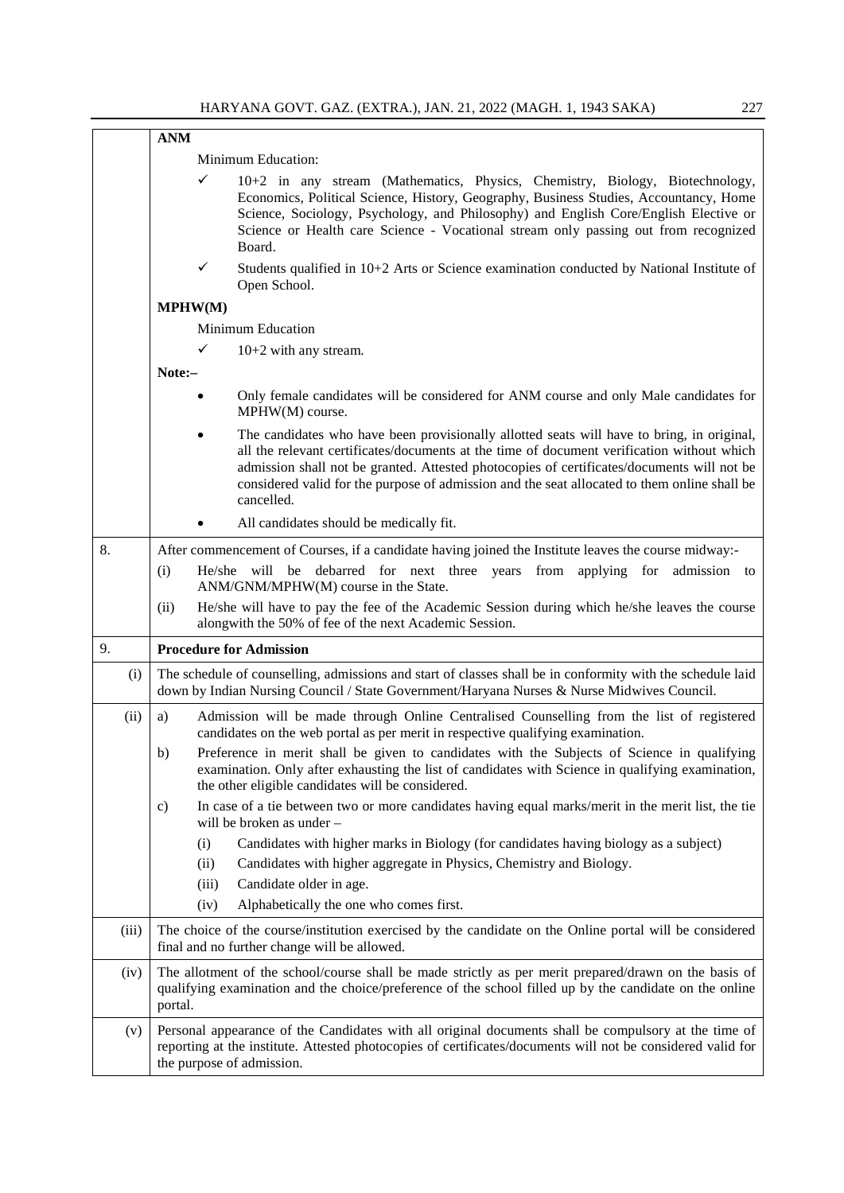| | |
|---|---|
| | **ANM**<br><br>Minimum Education:<br><br>✓ 10+2 in any stream (Mathematics, Physics, Chemistry, Biology, Biotechnology, Economics, Political Science, History, Geography, Business Studies, Accountancy, Home Science, Sociology, Psychology, and Philosophy) and English Core/English Elective or Science or Health care Science - Vocational stream only passing out from recognized Board.<br><br>✓ Students qualified in 10+2 Arts or Science examination conducted by National Institute of Open School.<br><br>**MPHW(M)**<br><br>Minimum Education<br><br>✓ 10+2 with any stream.<br><br>**Note:–**<br><br>• Only female candidates will be considered for ANM course and only Male candidates for MPHW(M) course.<br><br>• The candidates who have been provisionally allotted seats will have to bring, in original, all the relevant certificates/documents at the time of document verification without which admission shall not be granted. Attested photocopies of certificates/documents will not be considered valid for the purpose of admission and the seat allocated to them online shall be cancelled.<br><br>• All candidates should be medically fit. |
| 8. | After commencement of Courses, if a candidate having joined the Institute leaves the course midway:-<br><br>(i) He/she will be debarred for next three years from applying for admission to ANM/GNM/MPHW(M) course in the State.<br><br>(ii) He/she will have to pay the fee of the Academic Session during which he/she leaves the course alongwith the 50% of fee of the next Academic Session. |
| 9. | **Procedure for Admission** |
| (i) | The schedule of counselling, admissions and start of classes shall be in conformity with the schedule laid down by Indian Nursing Council / State Government/Haryana Nurses & Nurse Midwives Council. |
| (ii) | a) Admission will be made through Online Centralised Counselling from the list of registered candidates on the web portal as per merit in respective qualifying examination.<br><br>b) Preference in merit shall be given to candidates with the Subjects of Science in qualifying examination. Only after exhausting the list of candidates with Science in qualifying examination, the other eligible candidates will be considered.<br><br>c) In case of a tie between two or more candidates having equal marks/merit in the merit list, the tie will be broken as under –<br><br>(i) Candidates with higher marks in Biology (for candidates having biology as a subject)<br><br>(ii) Candidates with higher aggregate in Physics, Chemistry and Biology.<br><br>(iii) Candidate older in age.<br><br>(iv) Alphabetically the one who comes first. |
| (iii) | The choice of the course/institution exercised by the candidate on the Online portal will be considered final and no further change will be allowed. |
| (iv) | The allotment of the school/course shall be made strictly as per merit prepared/drawn on the basis of qualifying examination and the choice/preference of the school filled up by the candidate on the online portal. |
| (v) | Personal appearance of the Candidates with all original documents shall be compulsory at the time of reporting at the institute. Attested photocopies of certificates/documents will not be considered valid for the purpose of admission. |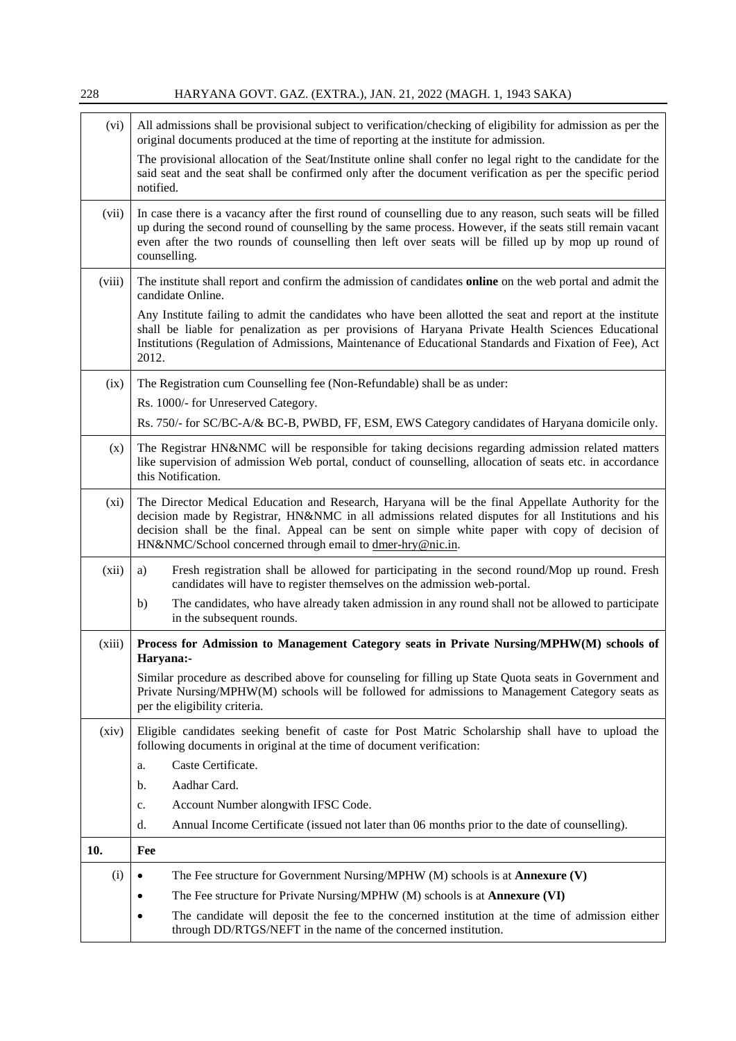| | |
|---|---|
| (vi) | All admissions shall be provisional subject to verification/checking of eligibility for admission as per the original documents produced at the time of reporting at the institute for admission.<br><br>The provisional allocation of the Seat/Institute online shall confer no legal right to the candidate for the said seat and the seat shall be confirmed only after the document verification as per the specific period notified. |
| (vii) | In case there is a vacancy after the first round of counselling due to any reason, such seats will be filled up during the second round of counselling by the same process. However, if the seats still remain vacant even after the two rounds of counselling then left over seats will be filled up by mop up round of counselling. |
| (viii) | The institute shall report and confirm the admission of candidates **online** on the web portal and admit the candidate Online.<br><br>Any Institute failing to admit the candidates who have been allotted the seat and report at the institute shall be liable for penalization as per provisions of Haryana Private Health Sciences Educational Institutions (Regulation of Admissions, Maintenance of Educational Standards and Fixation of Fee), Act 2012. |
| (ix) | The Registration cum Counselling fee (Non-Refundable) shall be as under:<br><br>Rs. 1000/- for Unreserved Category.<br><br>Rs. 750/- for SC/BC-A/& BC-B, PWBD, FF, ESM, EWS Category candidates of Haryana domicile only. |
| (x) | The Registrar HN&NMC will be responsible for taking decisions regarding admission related matters like supervision of admission Web portal, conduct of counselling, allocation of seats etc. in accordance this Notification. |
| (xi) | The Director Medical Education and Research, Haryana will be the final Appellate Authority for the decision made by Registrar, HN&NMC in all admissions related disputes for all Institutions and his decision shall be the final. Appeal can be sent on simple white paper with copy of decision of HN&NMC/School concerned through email to dmer-hry@nic.in. |
| (xii) | a) Fresh registration shall be allowed for participating in the second round/Mop up round. Fresh candidates will have to register themselves on the admission web-portal.<br><br>b) The candidates, who have already taken admission in any round shall not be allowed to participate in the subsequent rounds. |
| (xiii) | **Process for Admission to Management Category seats in Private Nursing/MPHW(M) schools of Haryana:-**<br><br>Similar procedure as described above for counseling for filling up State Quota seats in Government and Private Nursing/MPHW(M) schools will be followed for admissions to Management Category seats as per the eligibility criteria. |
| (xiv) | Eligible candidates seeking benefit of caste for Post Matric Scholarship shall have to upload the following documents in original at the time of document verification:<br><br>a. Caste Certificate.<br><br>b. Aadhar Card.<br><br>c. Account Number alongwith IFSC Code.<br><br>d. Annual Income Certificate (issued not later than 06 months prior to the date of counselling). |
| **10.** | **Fee** |
| (i) | • The Fee structure for Government Nursing/MPHW (M) schools is at **Annexure (V)**<br><br>• The Fee structure for Private Nursing/MPHW (M) schools is at **Annexure (VI)**<br><br>• The candidate will deposit the fee to the concerned institution at the time of admission either through DD/RTGS/NEFT in the name of the concerned institution. |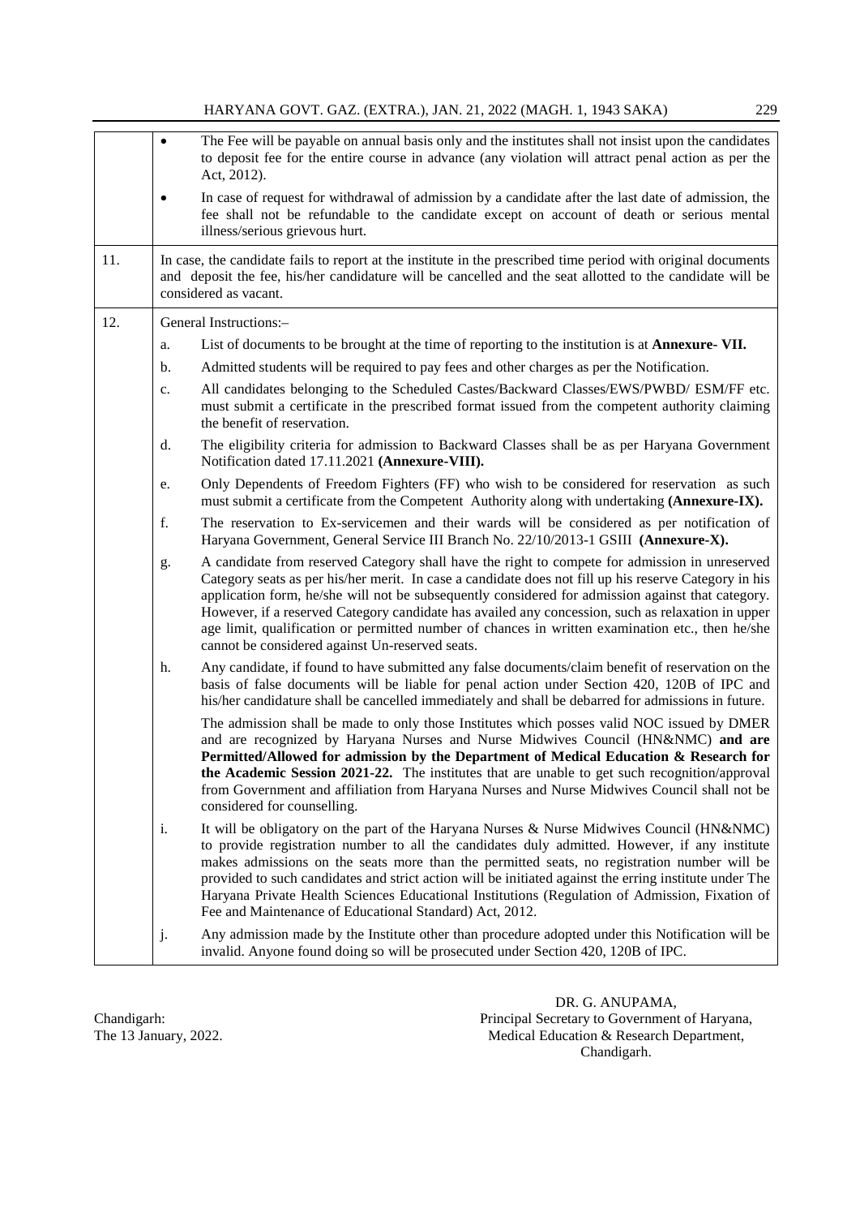| | |
|---|---|
| | • The Fee will be payable on annual basis only and the institutes shall not insist upon the candidates to deposit fee for the entire course in advance (any violation will attract penal action as per the Act, 2012).<br>• In case of request for withdrawal of admission by a candidate after the last date of admission, the fee shall not be refundable to the candidate except on account of death or serious mental illness/serious grievous hurt. |
| 11. | In case, the candidate fails to report at the institute in the prescribed time period with original documents and deposit the fee, his/her candidature will be cancelled and the seat allotted to the candidate will be considered as vacant. |
| 12. | General Instructions:–<br>a. List of documents to be brought at the time of reporting to the institution is at **Annexure- VII.**<br>b. Admitted students will be required to pay fees and other charges as per the Notification.<br>c. All candidates belonging to the Scheduled Castes/Backward Classes/EWS/PWBD/ ESM/FF etc. must submit a certificate in the prescribed format issued from the competent authority claiming the benefit of reservation.<br>d. The eligibility criteria for admission to Backward Classes shall be as per Haryana Government Notification dated 17.11.2021 **(Annexure-VIII).**<br>e. Only Dependents of Freedom Fighters (FF) who wish to be considered for reservation as such must submit a certificate from the Competent Authority along with undertaking **(Annexure-IX).**<br>f. The reservation to Ex-servicemen and their wards will be considered as per notification of Haryana Government, General Service III Branch No. 22/10/2013-1 GSIII **(Annexure-X).**<br>g. A candidate from reserved Category shall have the right to compete for admission in unreserved Category seats as per his/her merit. In case a candidate does not fill up his reserve Category in his application form, he/she will not be subsequently considered for admission against that category. However, if a reserved Category candidate has availed any concession, such as relaxation in upper age limit, qualification or permitted number of chances in written examination etc., then he/she cannot be considered against Un-reserved seats.<br>h. Any candidate, if found to have submitted any false documents/claim benefit of reservation on the basis of false documents will be liable for penal action under Section 420, 120B of IPC and his/her candidature shall be cancelled immediately and shall be debarred for admissions in future.<br>The admission shall be made to only those Institutes which posses valid NOC issued by DMER and are recognized by Haryana Nurses and Nurse Midwives Council (HN&NMC) **and are Permitted/Allowed for admission by the Department of Medical Education & Research for the Academic Session 2021-22.** The institutes that are unable to get such recognition/approval from Government and affiliation from Haryana Nurses and Nurse Midwives Council shall not be considered for counselling.<br>i. It will be obligatory on the part of the Haryana Nurses & Nurse Midwives Council (HN&NMC) to provide registration number to all the candidates duly admitted. However, if any institute makes admissions on the seats more than the permitted seats, no registration number will be provided to such candidates and strict action will be initiated against the erring institute under The Haryana Private Health Sciences Educational Institutions (Regulation of Admission, Fixation of Fee and Maintenance of Educational Standard) Act, 2012.<br>j. Any admission made by the Institute other than procedure adopted under this Notification will be invalid. Anyone found doing so will be prosecuted under Section 420, 120B of IPC. |

Chandigarh:
The 13 January, 2022.

DR. G. ANUPAMA,
Principal Secretary to Government of Haryana,
Medical Education & Research Department,
Chandigarh.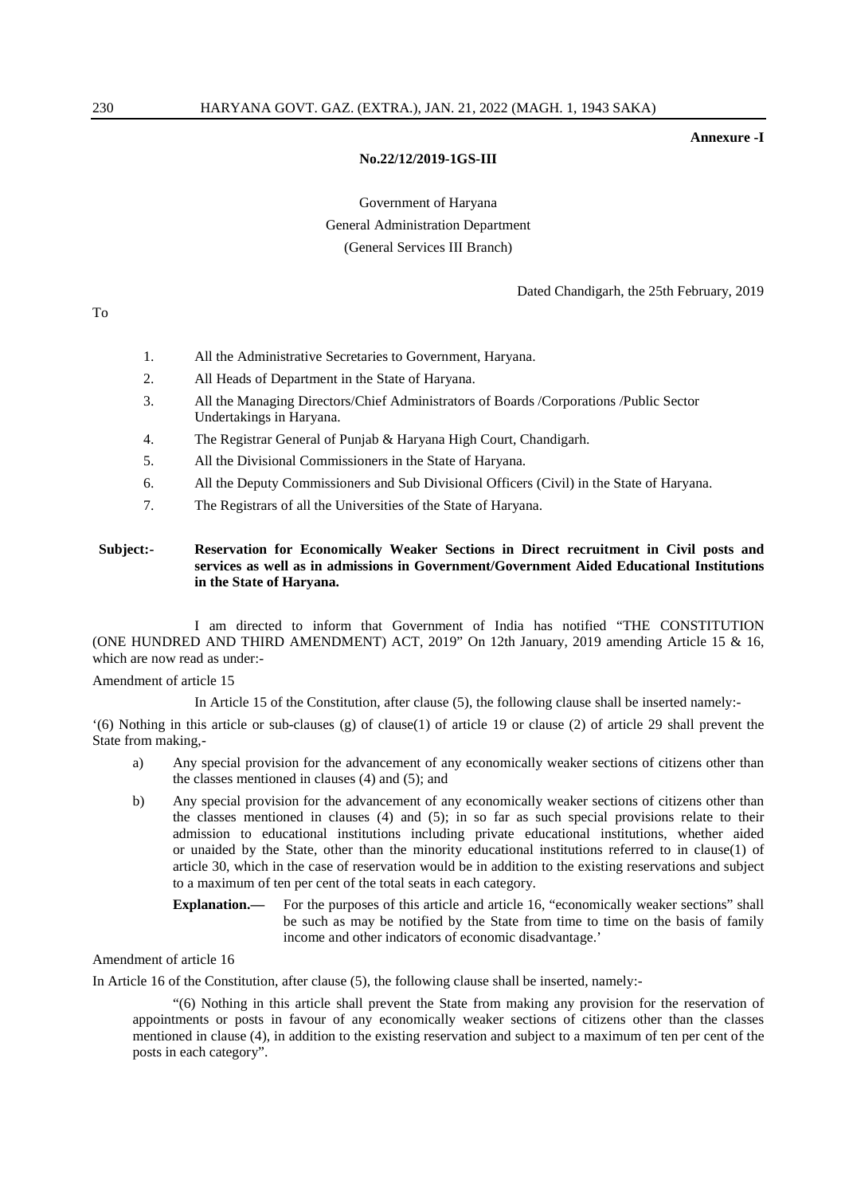**Annexure -I**

**No.22/12/2019-1GS-III**

Government of Haryana
General Administration Department
(General Services III Branch)

Dated Chandigarh, the 25th February, 2019

To

1. All the Administrative Secretaries to Government, Haryana.
2. All Heads of Department in the State of Haryana.
3. All the Managing Directors/Chief Administrators of Boards /Corporations /Public Sector Undertakings in Haryana.
4. The Registrar General of Punjab & Haryana High Court, Chandigarh.
5. All the Divisional Commissioners in the State of Haryana.
6. All the Deputy Commissioners and Sub Divisional Officers (Civil) in the State of Haryana.
7. The Registrars of all the Universities of the State of Haryana.

**Subject:-** **Reservation for Economically Weaker Sections in Direct recruitment in Civil posts and services as well as in admissions in Government/Government Aided Educational Institutions in the State of Haryana.**

I am directed to inform that Government of India has notified "THE CONSTITUTION (ONE HUNDRED AND THIRD AMENDMENT) ACT, 2019" On 12th January, 2019 amending Article 15 & 16, which are now read as under:-

Amendment of article 15

In Article 15 of the Constitution, after clause (5), the following clause shall be inserted namely:-

'(6) Nothing in this article or sub-clauses (g) of clause(1) of article 19 or clause (2) of article 29 shall prevent the State from making,-

a) Any special provision for the advancement of any economically weaker sections of citizens other than the classes mentioned in clauses (4) and (5); and

b) Any special provision for the advancement of any economically weaker sections of citizens other than the classes mentioned in clauses (4) and (5); in so far as such special provisions relate to their admission to educational institutions including private educational institutions, whether aided or unaided by the State, other than the minority educational institutions referred to in clause(1) of article 30, which in the case of reservation would be in addition to the existing reservations and subject to a maximum of ten per cent of the total seats in each category.

**Explanation.—** For the purposes of this article and article 16, "economically weaker sections" shall be such as may be notified by the State from time to time on the basis of family income and other indicators of economic disadvantage.'

Amendment of article 16

In Article 16 of the Constitution, after clause (5), the following clause shall be inserted, namely:-

"(6) Nothing in this article shall prevent the State from making any provision for the reservation of appointments or posts in favour of any economically weaker sections of citizens other than the classes mentioned in clause (4), in addition to the existing reservation and subject to a maximum of ten per cent of the posts in each category".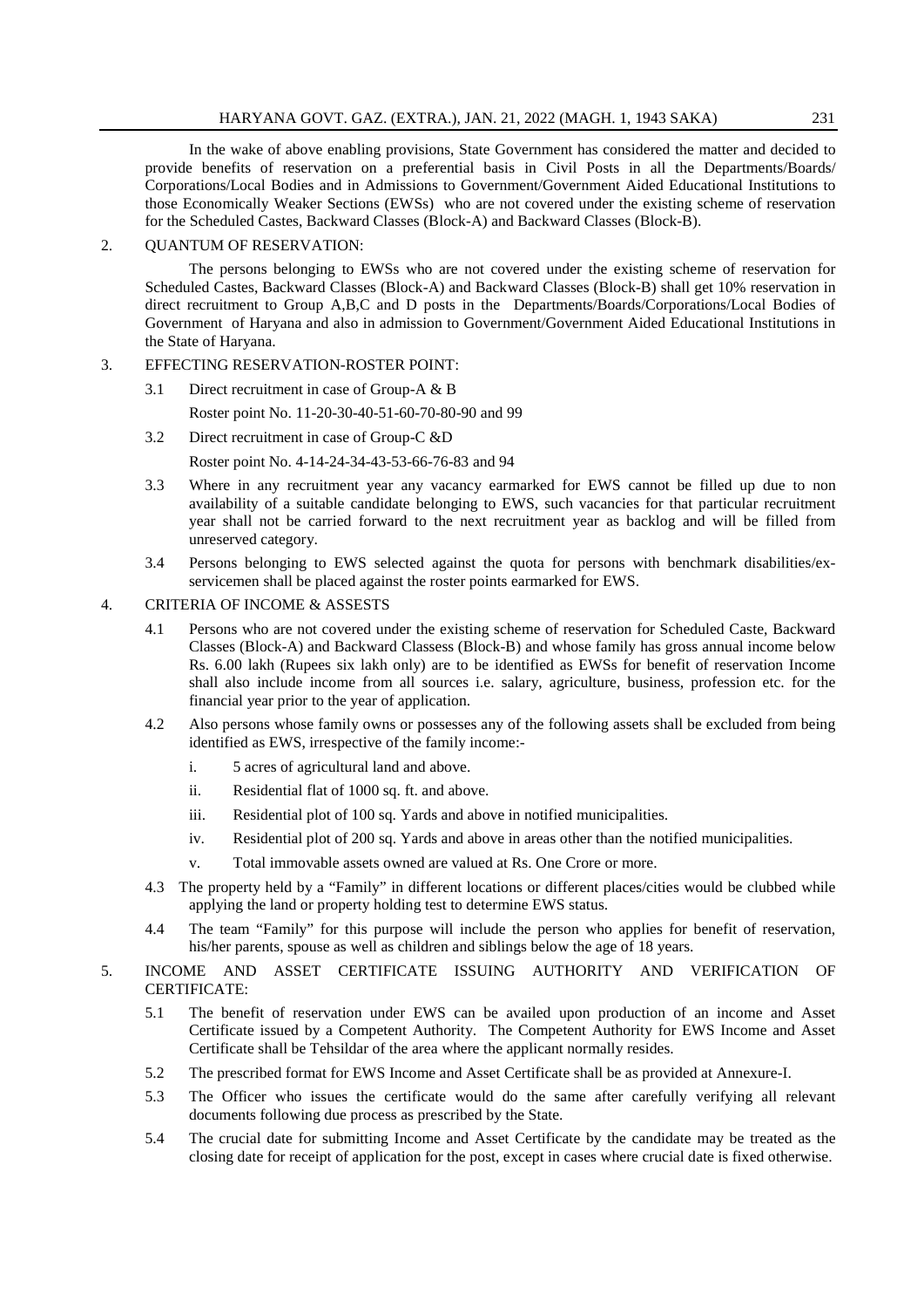In the wake of above enabling provisions, State Government has considered the matter and decided to provide benefits of reservation on a preferential basis in Civil Posts in all the Departments/Boards/ Corporations/Local Bodies and in Admissions to Government/Government Aided Educational Institutions to those Economically Weaker Sections (EWSs) who are not covered under the existing scheme of reservation for the Scheduled Castes, Backward Classes (Block-A) and Backward Classes (Block-B).

2. QUANTUM OF RESERVATION:

The persons belonging to EWSs who are not covered under the existing scheme of reservation for Scheduled Castes, Backward Classes (Block-A) and Backward Classes (Block-B) shall get 10% reservation in direct recruitment to Group A,B,C and D posts in the Departments/Boards/Corporations/Local Bodies of Government of Haryana and also in admission to Government/Government Aided Educational Institutions in the State of Haryana.

3. EFFECTING RESERVATION-ROSTER POINT:

3.1 Direct recruitment in case of Group-A & B

Roster point No. 11-20-30-40-51-60-70-80-90 and 99

3.2 Direct recruitment in case of Group-C &D

Roster point No. 4-14-24-34-43-53-66-76-83 and 94

3.3 Where in any recruitment year any vacancy earmarked for EWS cannot be filled up due to non availability of a suitable candidate belonging to EWS, such vacancies for that particular recruitment year shall not be carried forward to the next recruitment year as backlog and will be filled from unreserved category.

3.4 Persons belonging to EWS selected against the quota for persons with benchmark disabilities/ex-servicemen shall be placed against the roster points earmarked for EWS.

4. CRITERIA OF INCOME & ASSESTS

4.1 Persons who are not covered under the existing scheme of reservation for Scheduled Caste, Backward Classes (Block-A) and Backward Classess (Block-B) and whose family has gross annual income below Rs. 6.00 lakh (Rupees six lakh only) are to be identified as EWSs for benefit of reservation Income shall also include income from all sources i.e. salary, agriculture, business, profession etc. for the financial year prior to the year of application.

4.2 Also persons whose family owns or possesses any of the following assets shall be excluded from being identified as EWS, irrespective of the family income:-

i. 5 acres of agricultural land and above.

ii. Residential flat of 1000 sq. ft. and above.

iii. Residential plot of 100 sq. Yards and above in notified municipalities.

iv. Residential plot of 200 sq. Yards and above in areas other than the notified municipalities.

v. Total immovable assets owned are valued at Rs. One Crore or more.

4.3 The property held by a "Family" in different locations or different places/cities would be clubbed while applying the land or property holding test to determine EWS status.

4.4 The team "Family" for this purpose will include the person who applies for benefit of reservation, his/her parents, spouse as well as children and siblings below the age of 18 years.

5. INCOME AND ASSET CERTIFICATE ISSUING AUTHORITY AND VERIFICATION OF CERTIFICATE:

5.1 The benefit of reservation under EWS can be availed upon production of an income and Asset Certificate issued by a Competent Authority. The Competent Authority for EWS Income and Asset Certificate shall be Tehsildar of the area where the applicant normally resides.

5.2 The prescribed format for EWS Income and Asset Certificate shall be as provided at Annexure-I.

5.3 The Officer who issues the certificate would do the same after carefully verifying all relevant documents following due process as prescribed by the State.

5.4 The crucial date for submitting Income and Asset Certificate by the candidate may be treated as the closing date for receipt of application for the post, except in cases where crucial date is fixed otherwise.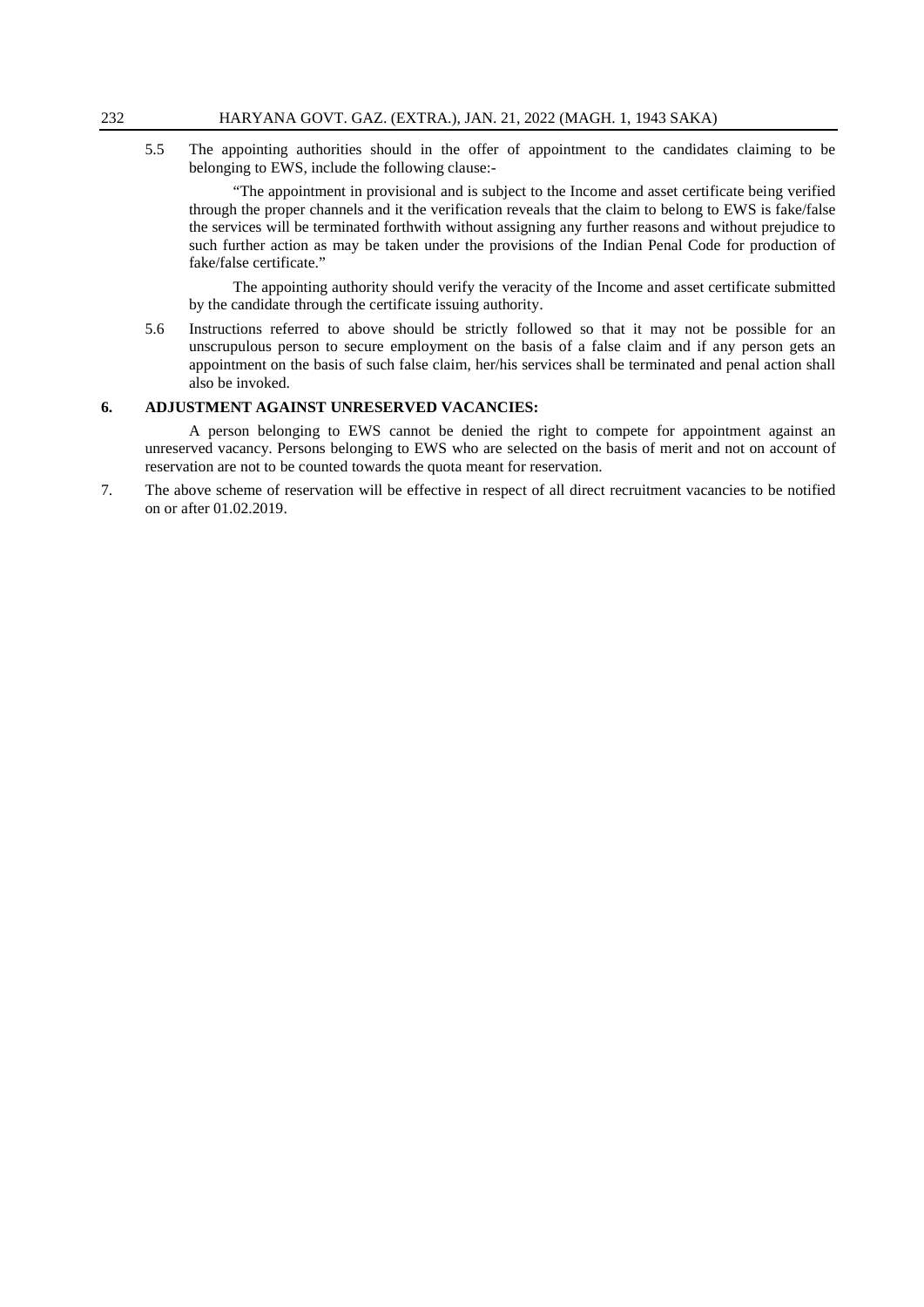5.5 The appointing authorities should in the offer of appointment to the candidates claiming to be belonging to EWS, include the following clause:-

"The appointment in provisional and is subject to the Income and asset certificate being verified through the proper channels and it the verification reveals that the claim to belong to EWS is fake/false the services will be terminated forthwith without assigning any further reasons and without prejudice to such further action as may be taken under the provisions of the Indian Penal Code for production of fake/false certificate."

The appointing authority should verify the veracity of the Income and asset certificate submitted by the candidate through the certificate issuing authority.

5.6 Instructions referred to above should be strictly followed so that it may not be possible for an unscrupulous person to secure employment on the basis of a false claim and if any person gets an appointment on the basis of such false claim, her/his services shall be terminated and penal action shall also be invoked.

**6. ADJUSTMENT AGAINST UNRESERVED VACANCIES:**

A person belonging to EWS cannot be denied the right to compete for appointment against an unreserved vacancy. Persons belonging to EWS who are selected on the basis of merit and not on account of reservation are not to be counted towards the quota meant for reservation.

7. The above scheme of reservation will be effective in respect of all direct recruitment vacancies to be notified on or after 01.02.2019.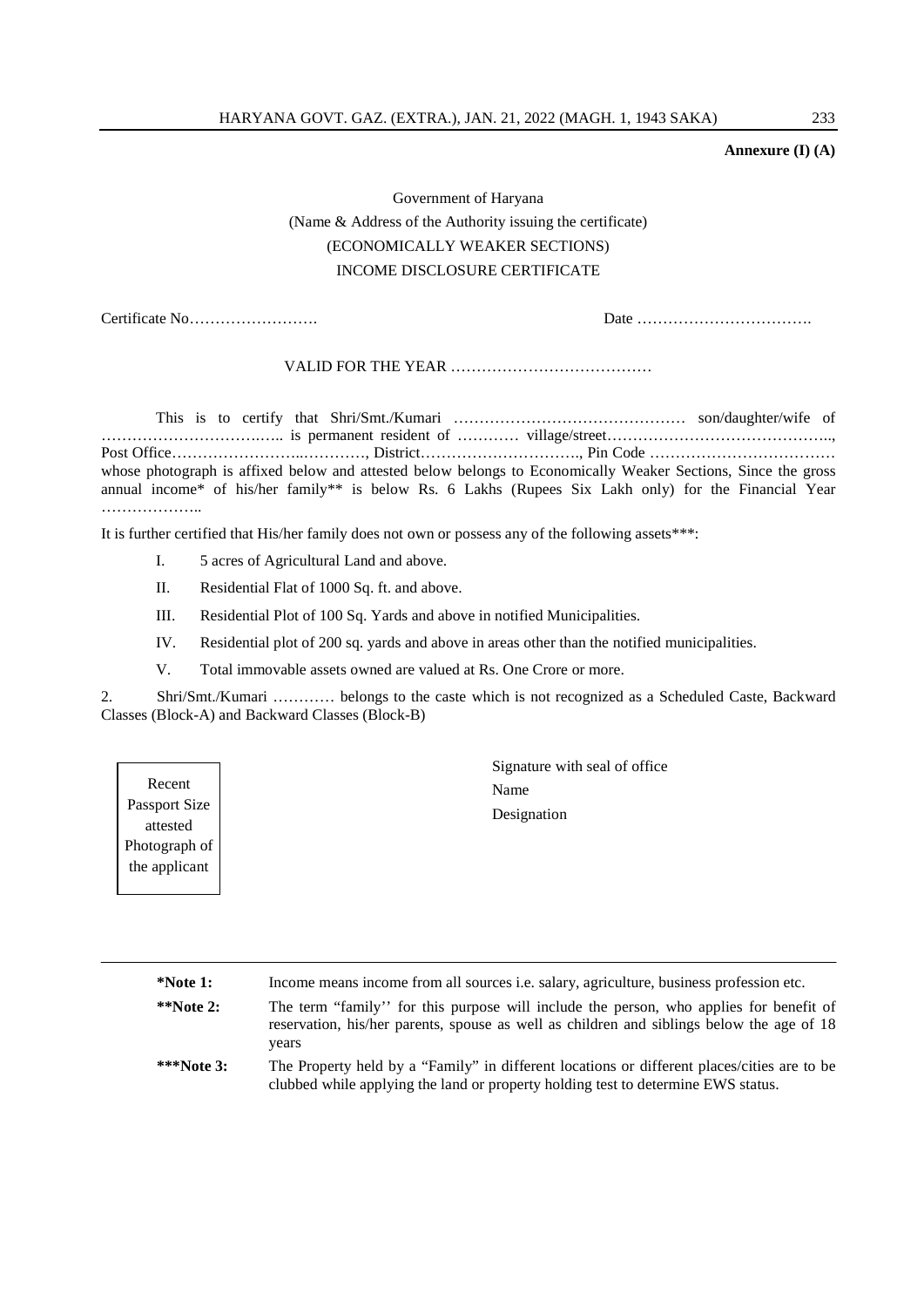**Annexure (I) (A)**

Government of Haryana

(Name & Address of the Authority issuing the certificate)

(ECONOMICALLY WEAKER SECTIONS)

INCOME DISCLOSURE CERTIFICATE

Certificate No……………………. Date …………………………….

VALID FOR THE YEAR …………………………………

This is to certify that Shri/Smt./Kumari ……………………………………… son/daughter/wife of …………………………..….. is permanent resident of ………… village/street…………………………………….., Post Office…………………..…………, District………………………….., Pin Code ……………………………… whose photograph is affixed below and attested below belongs to Economically Weaker Sections, Since the gross annual income* of his/her family** is below Rs. 6 Lakhs (Rupees Six Lakh only) for the Financial Year ………………..

It is further certified that His/her family does not own or possess any of the following assets***:

I. 5 acres of Agricultural Land and above.

II. Residential Flat of 1000 Sq. ft. and above.

III. Residential Plot of 100 Sq. Yards and above in notified Municipalities.

IV. Residential plot of 200 sq. yards and above in areas other than the notified municipalities.

V. Total immovable assets owned are valued at Rs. One Crore or more.

2. Shri/Smt./Kumari ………… belongs to the caste which is not recognized as a Scheduled Caste, Backward Classes (Block-A) and Backward Classes (Block-B)

Recent Passport Size attested Photograph of the applicant

Signature with seal of office

Name

Designation

---

**\*Note 1:** Income means income from all sources i.e. salary, agriculture, business profession etc.

**\*\*Note 2:** The term "family'' for this purpose will include the person, who applies for benefit of reservation, his/her parents, spouse as well as children and siblings below the age of 18 years

**\*\*\*Note 3:** The Property held by a "Family" in different locations or different places/cities are to be clubbed while applying the land or property holding test to determine EWS status.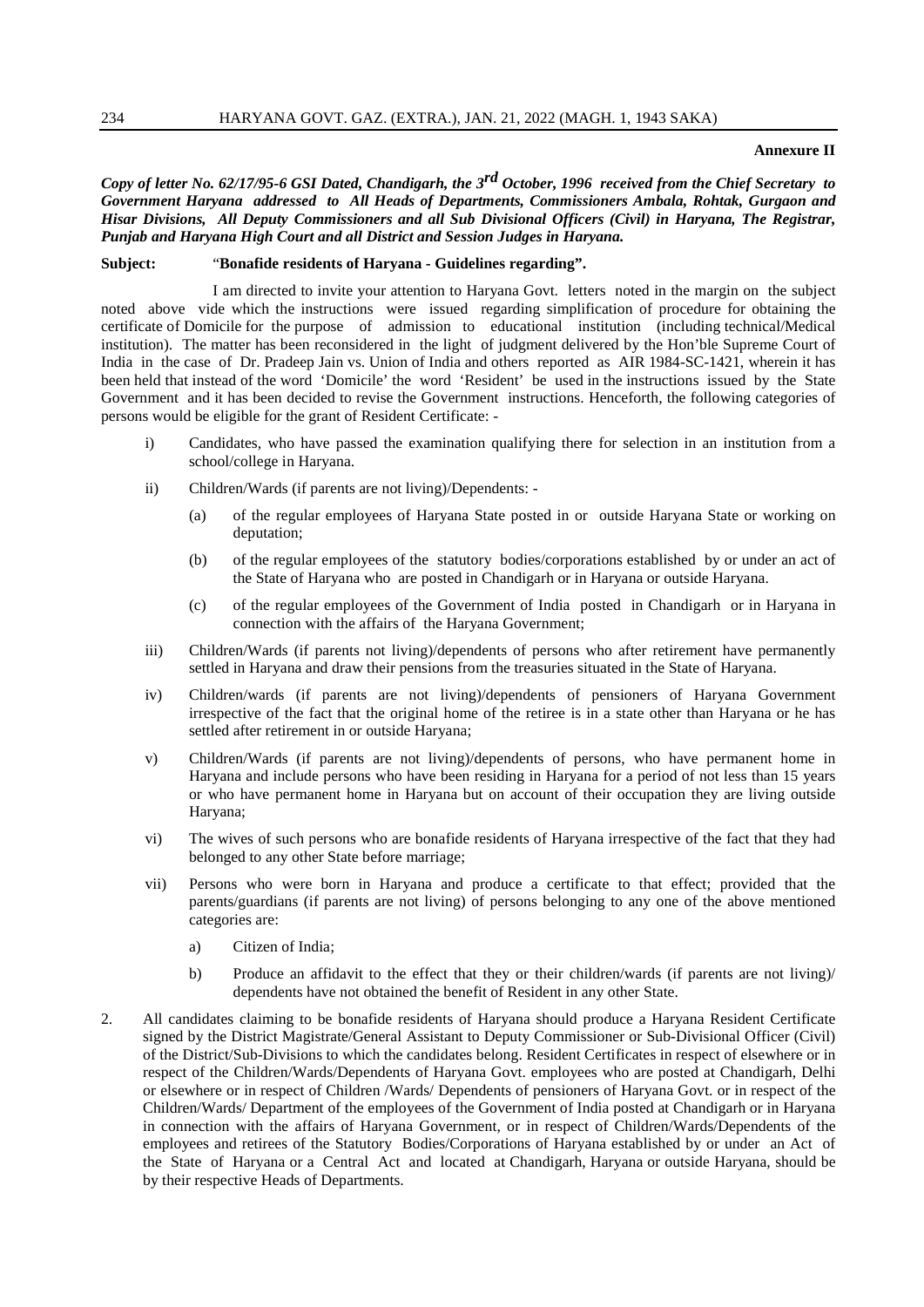**Annexure II**

***Copy of letter No. 62/17/95-6 GSI Dated, Chandigarh, the 3rd October, 1996 received from the Chief Secretary to Government Haryana addressed to All Heads of Departments, Commissioners Ambala, Rohtak, Gurgaon and Hisar Divisions, All Deputy Commissioners and all Sub Divisional Officers (Civil) in Haryana, The Registrar, Punjab and Haryana High Court and all District and Session Judges in Haryana.***

**Subject:** "**Bonafide residents of Haryana - Guidelines regarding".**

I am directed to invite your attention to Haryana Govt. letters noted in the margin on the subject noted above vide which the instructions were issued regarding simplification of procedure for obtaining the certificate of Domicile for the purpose of admission to educational institution (including technical/Medical institution). The matter has been reconsidered in the light of judgment delivered by the Hon'ble Supreme Court of India in the case of Dr. Pradeep Jain vs. Union of India and others reported as AIR 1984-SC-1421, wherein it has been held that instead of the word 'Domicile' the word 'Resident' be used in the instructions issued by the State Government and it has been decided to revise the Government instructions. Henceforth, the following categories of persons would be eligible for the grant of Resident Certificate: -

i) Candidates, who have passed the examination qualifying there for selection in an institution from a school/college in Haryana.

ii) Children/Wards (if parents are not living)/Dependents: -

   (a) of the regular employees of Haryana State posted in or outside Haryana State or working on deputation;

   (b) of the regular employees of the statutory bodies/corporations established by or under an act of the State of Haryana who are posted in Chandigarh or in Haryana or outside Haryana.

   (c) of the regular employees of the Government of India posted in Chandigarh or in Haryana in connection with the affairs of the Haryana Government;

iii) Children/Wards (if parents not living)/dependents of persons who after retirement have permanently settled in Haryana and draw their pensions from the treasuries situated in the State of Haryana.

iv) Children/wards (if parents are not living)/dependents of pensioners of Haryana Government irrespective of the fact that the original home of the retiree is in a state other than Haryana or he has settled after retirement in or outside Haryana;

v) Children/Wards (if parents are not living)/dependents of persons, who have permanent home in Haryana and include persons who have been residing in Haryana for a period of not less than 15 years or who have permanent home in Haryana but on account of their occupation they are living outside Haryana;

vi) The wives of such persons who are bonafide residents of Haryana irrespective of the fact that they had belonged to any other State before marriage;

vii) Persons who were born in Haryana and produce a certificate to that effect; provided that the parents/guardians (if parents are not living) of persons belonging to any one of the above mentioned categories are:

   a) Citizen of India;

   b) Produce an affidavit to the effect that they or their children/wards (if parents are not living)/ dependents have not obtained the benefit of Resident in any other State.

2. All candidates claiming to be bonafide residents of Haryana should produce a Haryana Resident Certificate signed by the District Magistrate/General Assistant to Deputy Commissioner or Sub-Divisional Officer (Civil) of the District/Sub-Divisions to which the candidates belong. Resident Certificates in respect of elsewhere or in respect of the Children/Wards/Dependents of Haryana Govt. employees who are posted at Chandigarh, Delhi or elsewhere or in respect of Children /Wards/ Dependents of pensioners of Haryana Govt. or in respect of the Children/Wards/ Department of the employees of the Government of India posted at Chandigarh or in Haryana in connection with the affairs of Haryana Government, or in respect of Children/Wards/Dependents of the employees and retirees of the Statutory Bodies/Corporations of Haryana established by or under an Act of the State of Haryana or a Central Act and located at Chandigarh, Haryana or outside Haryana, should be by their respective Heads of Departments.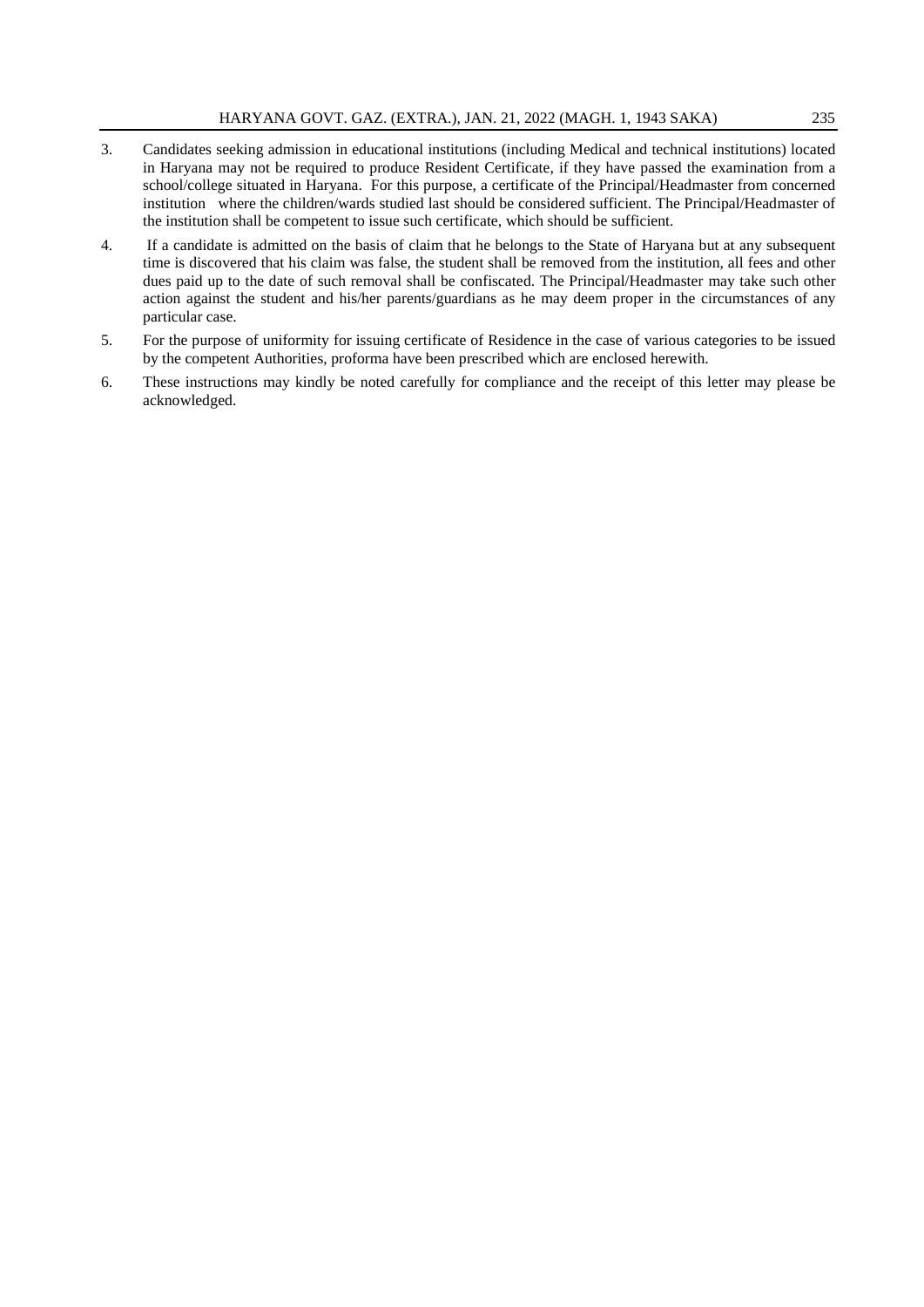3. Candidates seeking admission in educational institutions (including Medical and technical institutions) located in Haryana may not be required to produce Resident Certificate, if they have passed the examination from a school/college situated in Haryana. For this purpose, a certificate of the Principal/Headmaster from concerned institution where the children/wards studied last should be considered sufficient. The Principal/Headmaster of the institution shall be competent to issue such certificate, which should be sufficient.

4. If a candidate is admitted on the basis of claim that he belongs to the State of Haryana but at any subsequent time is discovered that his claim was false, the student shall be removed from the institution, all fees and other dues paid up to the date of such removal shall be confiscated. The Principal/Headmaster may take such other action against the student and his/her parents/guardians as he may deem proper in the circumstances of any particular case.

5. For the purpose of uniformity for issuing certificate of Residence in the case of various categories to be issued by the competent Authorities, proforma have been prescribed which are enclosed herewith.

6. These instructions may kindly be noted carefully for compliance and the receipt of this letter may please be acknowledged.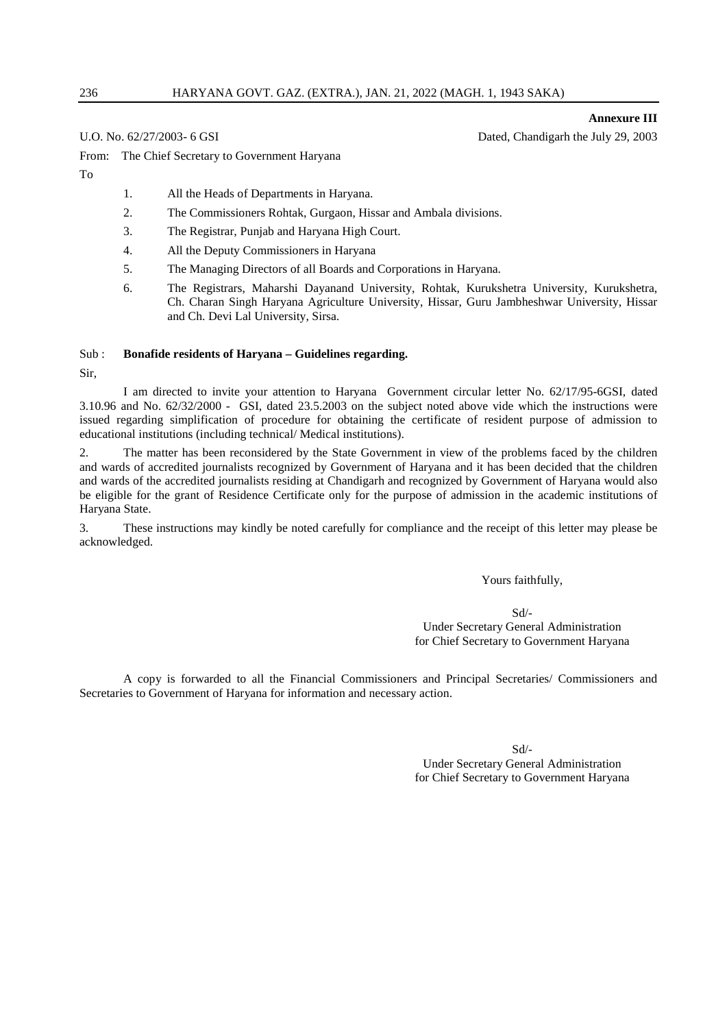**Annexure III**

U.O. No. 62/27/2003- 6 GSI Dated, Chandigarh the July 29, 2003

From: The Chief Secretary to Government Haryana

To

1. All the Heads of Departments in Haryana.
2. The Commissioners Rohtak, Gurgaon, Hissar and Ambala divisions.
3. The Registrar, Punjab and Haryana High Court.
4. All the Deputy Commissioners in Haryana
5. The Managing Directors of all Boards and Corporations in Haryana.
6. The Registrars, Maharshi Dayanand University, Rohtak, Kurukshetra University, Kurukshetra, Ch. Charan Singh Haryana Agriculture University, Hissar, Guru Jambheshwar University, Hissar and Ch. Devi Lal University, Sirsa.

Sub : **Bonafide residents of Haryana – Guidelines regarding.**

Sir,

I am directed to invite your attention to Haryana Government circular letter No. 62/17/95-6GSI, dated 3.10.96 and No. 62/32/2000 - GSI, dated 23.5.2003 on the subject noted above vide which the instructions were issued regarding simplification of procedure for obtaining the certificate of resident purpose of admission to educational institutions (including technical/ Medical institutions).

2. The matter has been reconsidered by the State Government in view of the problems faced by the children and wards of accredited journalists recognized by Government of Haryana and it has been decided that the children and wards of the accredited journalists residing at Chandigarh and recognized by Government of Haryana would also be eligible for the grant of Residence Certificate only for the purpose of admission in the academic institutions of Haryana State.

3. These instructions may kindly be noted carefully for compliance and the receipt of this letter may please be acknowledged.

Yours faithfully,

Sd/-
Under Secretary General Administration
for Chief Secretary to Government Haryana

A copy is forwarded to all the Financial Commissioners and Principal Secretaries/ Commissioners and Secretaries to Government of Haryana for information and necessary action.

Sd/-
Under Secretary General Administration
for Chief Secretary to Government Haryana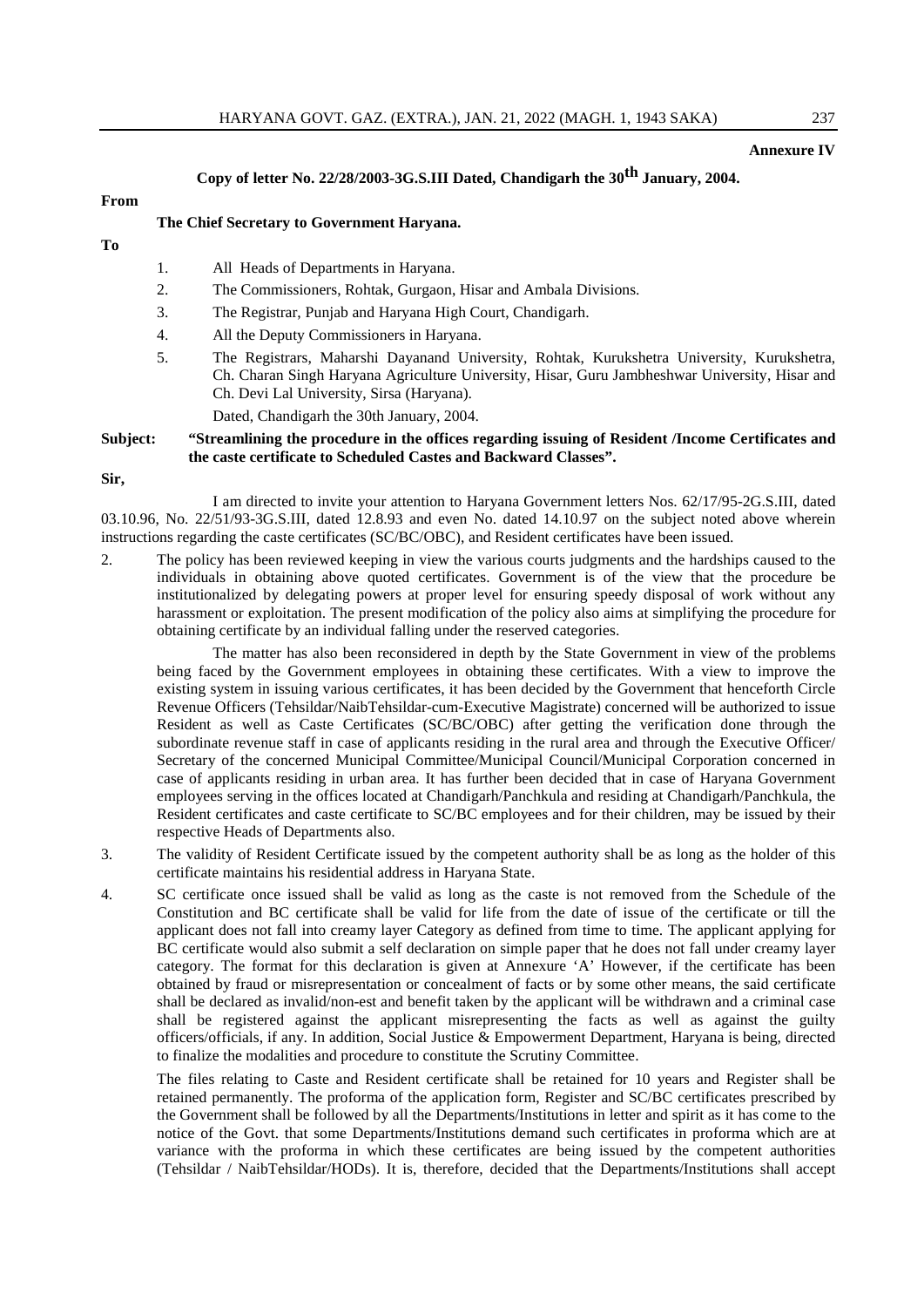**Annexure IV**

**Copy of letter No. 22/28/2003-3G.S.III Dated, Chandigarh the 30th January, 2004.**

**From**

**The Chief Secretary to Government Haryana.**

**To**

1. All Heads of Departments in Haryana.
2. The Commissioners, Rohtak, Gurgaon, Hisar and Ambala Divisions.
3. The Registrar, Punjab and Haryana High Court, Chandigarh.
4. All the Deputy Commissioners in Haryana.
5. The Registrars, Maharshi Dayanand University, Rohtak, Kurukshetra University, Kurukshetra, Ch. Charan Singh Haryana Agriculture University, Hisar, Guru Jambheshwar University, Hisar and Ch. Devi Lal University, Sirsa (Haryana).

Dated, Chandigarh the 30th January, 2004.

**Subject: "Streamlining the procedure in the offices regarding issuing of Resident /Income Certificates and the caste certificate to Scheduled Castes and Backward Classes".**

**Sir,**

I am directed to invite your attention to Haryana Government letters Nos. 62/17/95-2G.S.III, dated 03.10.96, No. 22/51/93-3G.S.III, dated 12.8.93 and even No. dated 14.10.97 on the subject noted above wherein instructions regarding the caste certificates (SC/BC/OBC), and Resident certificates have been issued.

2. The policy has been reviewed keeping in view the various courts judgments and the hardships caused to the individuals in obtaining above quoted certificates. Government is of the view that the procedure be institutionalized by delegating powers at proper level for ensuring speedy disposal of work without any harassment or exploitation. The present modification of the policy also aims at simplifying the procedure for obtaining certificate by an individual falling under the reserved categories.

   The matter has also been reconsidered in depth by the State Government in view of the problems being faced by the Government employees in obtaining these certificates. With a view to improve the existing system in issuing various certificates, it has been decided by the Government that henceforth Circle Revenue Officers (Tehsildar/NaibTehsildar-cum-Executive Magistrate) concerned will be authorized to issue Resident as well as Caste Certificates (SC/BC/OBC) after getting the verification done through the subordinate revenue staff in case of applicants residing in the rural area and through the Executive Officer/ Secretary of the concerned Municipal Committee/Municipal Council/Municipal Corporation concerned in case of applicants residing in urban area. It has further been decided that in case of Haryana Government employees serving in the offices located at Chandigarh/Panchkula and residing at Chandigarh/Panchkula, the Resident certificates and caste certificate to SC/BC employees and for their children, may be issued by their respective Heads of Departments also.

3. The validity of Resident Certificate issued by the competent authority shall be as long as the holder of this certificate maintains his residential address in Haryana State.

4. SC certificate once issued shall be valid as long as the caste is not removed from the Schedule of the Constitution and BC certificate shall be valid for life from the date of issue of the certificate or till the applicant does not fall into creamy layer Category as defined from time to time. The applicant applying for BC certificate would also submit a self declaration on simple paper that he does not fall under creamy layer category. The format for this declaration is given at Annexure 'A' However, if the certificate has been obtained by fraud or misrepresentation or concealment of facts or by some other means, the said certificate shall be declared as invalid/non-est and benefit taken by the applicant will be withdrawn and a criminal case shall be registered against the applicant misrepresenting the facts as well as against the guilty officers/officials, if any. In addition, Social Justice & Empowerment Department, Haryana is being, directed to finalize the modalities and procedure to constitute the Scrutiny Committee.

   The files relating to Caste and Resident certificate shall be retained for 10 years and Register shall be retained permanently. The proforma of the application form, Register and SC/BC certificates prescribed by the Government shall be followed by all the Departments/Institutions in letter and spirit as it has come to the notice of the Govt. that some Departments/Institutions demand such certificates in proforma which are at variance with the proforma in which these certificates are being issued by the competent authorities (Tehsildar / NaibTehsildar/HODs). It is, therefore, decided that the Departments/Institutions shall accept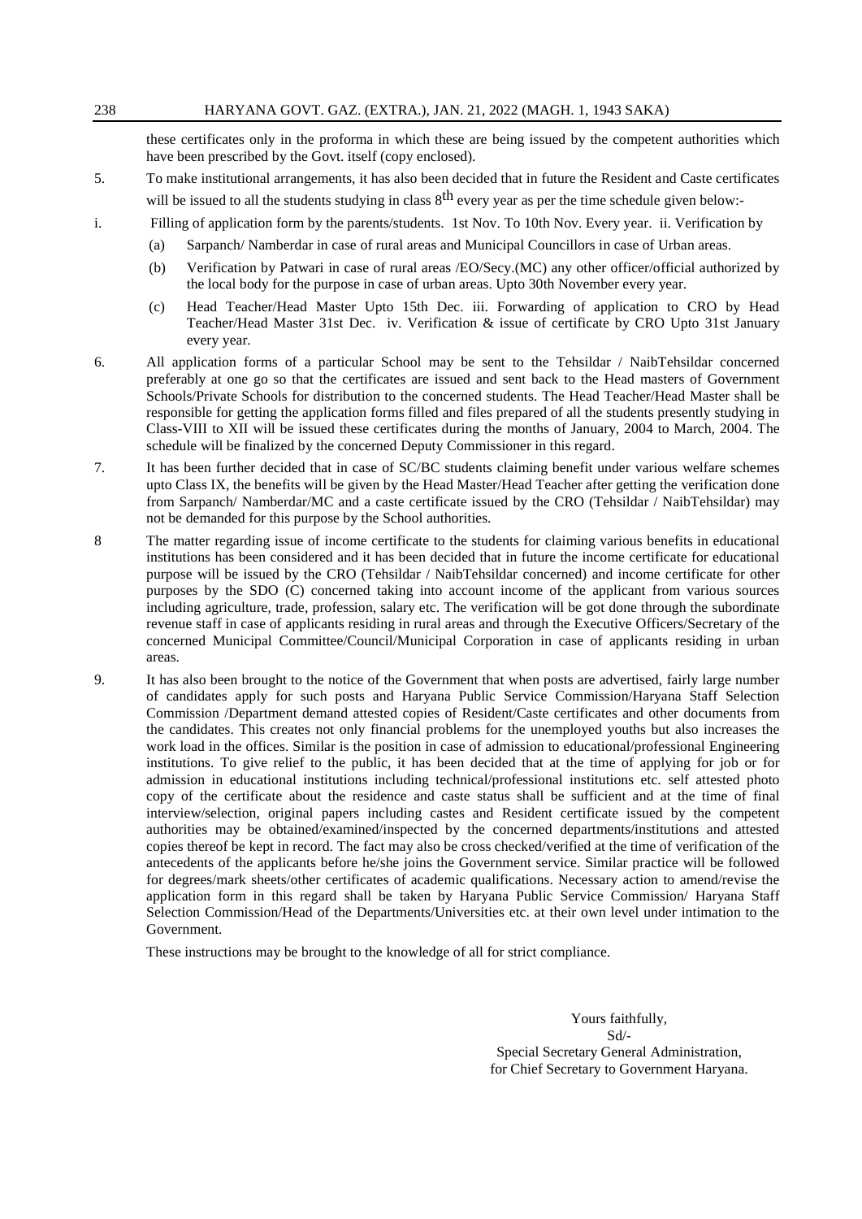these certificates only in the proforma in which these are being issued by the competent authorities which have been prescribed by the Govt. itself (copy enclosed).

5. To make institutional arrangements, it has also been decided that in future the Resident and Caste certificates will be issued to all the students studying in class 8th every year as per the time schedule given below:-

i. Filling of application form by the parents/students. 1st Nov. To 10th Nov. Every year. ii. Verification by

   (a) Sarpanch/ Namberdar in case of rural areas and Municipal Councillors in case of Urban areas.

   (b) Verification by Patwari in case of rural areas /EO/Secy.(MC) any other officer/official authorized by the local body for the purpose in case of urban areas. Upto 30th November every year.

   (c) Head Teacher/Head Master Upto 15th Dec. iii. Forwarding of application to CRO by Head Teacher/Head Master 31st Dec. iv. Verification & issue of certificate by CRO Upto 31st January every year.

6. All application forms of a particular School may be sent to the Tehsildar / NaibTehsildar concerned preferably at one go so that the certificates are issued and sent back to the Head masters of Government Schools/Private Schools for distribution to the concerned students. The Head Teacher/Head Master shall be responsible for getting the application forms filled and files prepared of all the students presently studying in Class-VIII to XII will be issued these certificates during the months of January, 2004 to March, 2004. The schedule will be finalized by the concerned Deputy Commissioner in this regard.

7. It has been further decided that in case of SC/BC students claiming benefit under various welfare schemes upto Class IX, the benefits will be given by the Head Master/Head Teacher after getting the verification done from Sarpanch/ Namberdar/MC and a caste certificate issued by the CRO (Tehsildar / NaibTehsildar) may not be demanded for this purpose by the School authorities.

8 The matter regarding issue of income certificate to the students for claiming various benefits in educational institutions has been considered and it has been decided that in future the income certificate for educational purpose will be issued by the CRO (Tehsildar / NaibTehsildar concerned) and income certificate for other purposes by the SDO (C) concerned taking into account income of the applicant from various sources including agriculture, trade, profession, salary etc. The verification will be got done through the subordinate revenue staff in case of applicants residing in rural areas and through the Executive Officers/Secretary of the concerned Municipal Committee/Council/Municipal Corporation in case of applicants residing in urban areas.

9. It has also been brought to the notice of the Government that when posts are advertised, fairly large number of candidates apply for such posts and Haryana Public Service Commission/Haryana Staff Selection Commission /Department demand attested copies of Resident/Caste certificates and other documents from the candidates. This creates not only financial problems for the unemployed youths but also increases the work load in the offices. Similar is the position in case of admission to educational/professional Engineering institutions. To give relief to the public, it has been decided that at the time of applying for job or for admission in educational institutions including technical/professional institutions etc. self attested photo copy of the certificate about the residence and caste status shall be sufficient and at the time of final interview/selection, original papers including castes and Resident certificate issued by the competent authorities may be obtained/examined/inspected by the concerned departments/institutions and attested copies thereof be kept in record. The fact may also be cross checked/verified at the time of verification of the antecedents of the applicants before he/she joins the Government service. Similar practice will be followed for degrees/mark sheets/other certificates of academic qualifications. Necessary action to amend/revise the application form in this regard shall be taken by Haryana Public Service Commission/ Haryana Staff Selection Commission/Head of the Departments/Universities etc. at their own level under intimation to the Government.

These instructions may be brought to the knowledge of all for strict compliance.

Yours faithfully,
Sd/-
Special Secretary General Administration,
for Chief Secretary to Government Haryana.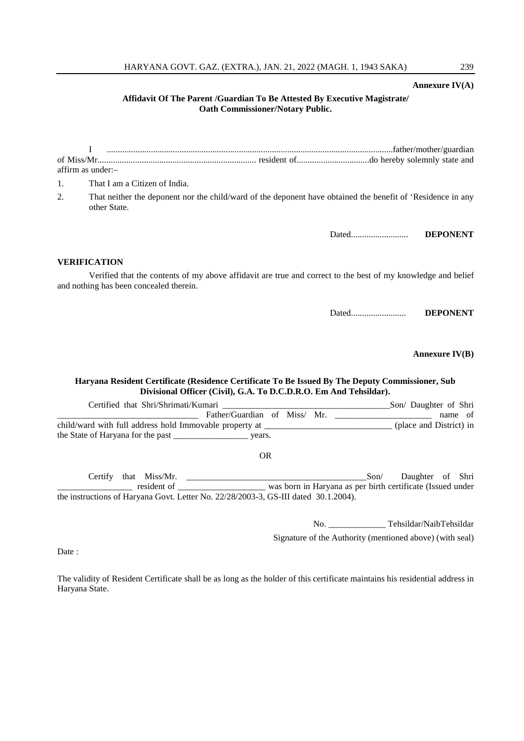**Annexure IV(A)**

**Affidavit Of The Parent /Guardian To Be Attested By Executive Magistrate/ Oath Commissioner/Notary Public.**

I ..................................................................................................................................father/mother/guardian of Miss/Mr....................................................................... resident of................................do hereby solemnly state and affirm as under:–

1. That I am a Citizen of India.
2. That neither the deponent nor the child/ward of the deponent have obtained the benefit of 'Residence in any other State.

Dated.......................... **DEPONENT**

**VERIFICATION**

Verified that the contents of my above affidavit are true and correct to the best of my knowledge and belief and nothing has been concealed therein.

Dated......................... **DEPONENT**

**Annexure IV(B)**

**Haryana Resident Certificate (Residence Certificate To Be Issued By The Deputy Commissioner, Sub Divisional Officer (Civil), G.A. To D.C.D.R.O. Em And Tehsildar).**

Certified that Shri/Shrimati/Kumari _______________________________________Son/ Daughter of Shri _________________________________ Father/Guardian of Miss/ Mr. ______________________ name of child/ward with full address hold Immovable property at ______________________________ (place and District) in the State of Haryana for the past _________________ years.

OR

Certify that Miss/Mr. __________________________________________Son/ Daughter of Shri _________________ resident of ____________________ was born in Haryana as per birth certificate (Issued under the instructions of Haryana Govt. Letter No. 22/28/2003-3, GS-III dated 30.1.2004).

No. _____________ Tehsildar/NaibTehsildar

Signature of the Authority (mentioned above) (with seal)

Date :

The validity of Resident Certificate shall be as long as the holder of this certificate maintains his residential address in Haryana State.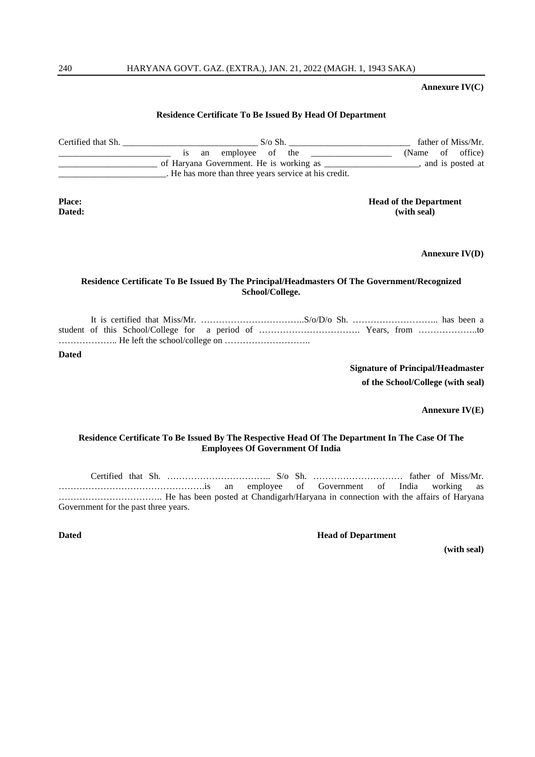**Annexure IV(C)**

**Residence Certificate To Be Issued By Head Of Department**

Certified that Sh. ______________________________ S/o Sh. ___________________________ father of Miss/Mr. _________________________ is an employee of the _________________ (Name of office) _____________________ of Haryana Government. He is working as _____________________, and is posted at ________________________. He has more than three years service at his credit.

**Place:**
**Dated:**

**Head of the Department**
**(with seal)**

**Annexure IV(D)**

**Residence Certificate To Be Issued By The Principal/Headmasters Of The Government/Recognized School/College.**

It is certified that Miss/Mr. ……………………………..S/o/D/o Sh. ……………………….. has been a student of this School/College for a period of ……………………………. Years, from ………………..to ……………….. He left the school/college on ………………………..

**Dated**

**Signature of Principal/Headmaster**
**of the School/College (with seal)**

**Annexure IV(E)**

**Residence Certificate To Be Issued By The Respective Head Of The Department In The Case Of The Employees Of Government Of India**

Certified that Sh. …………………………….. S/o Sh. ………………………… father of Miss/Mr. ………………………………………….is an employee of Government of India working as …………………………….. He has been posted at Chandigarh/Haryana in connection with the affairs of Haryana Government for the past three years.

**Dated**

**Head of Department**
**(with seal)**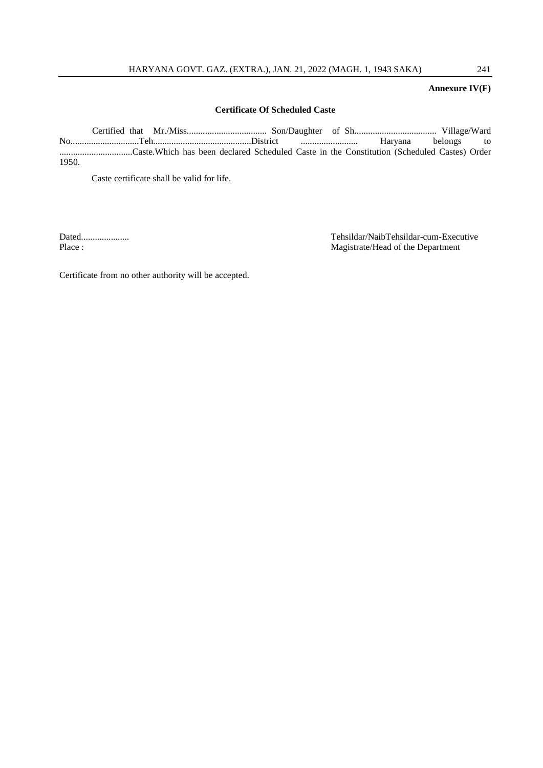**Annexure IV(F)**

**Certificate Of Scheduled Caste**

Certified that Mr./Miss................................... Son/Daughter of Sh.................................... Village/Ward No.............................Teh...........................................District ......................... Haryana belongs to ................................Caste.Which has been declared Scheduled Caste in the Constitution (Scheduled Castes) Order 1950.

Caste certificate shall be valid for life.

Dated....................

Place :

Tehsildar/NaibTehsildar-cum-Executive Magistrate/Head of the Department

Certificate from no other authority will be accepted.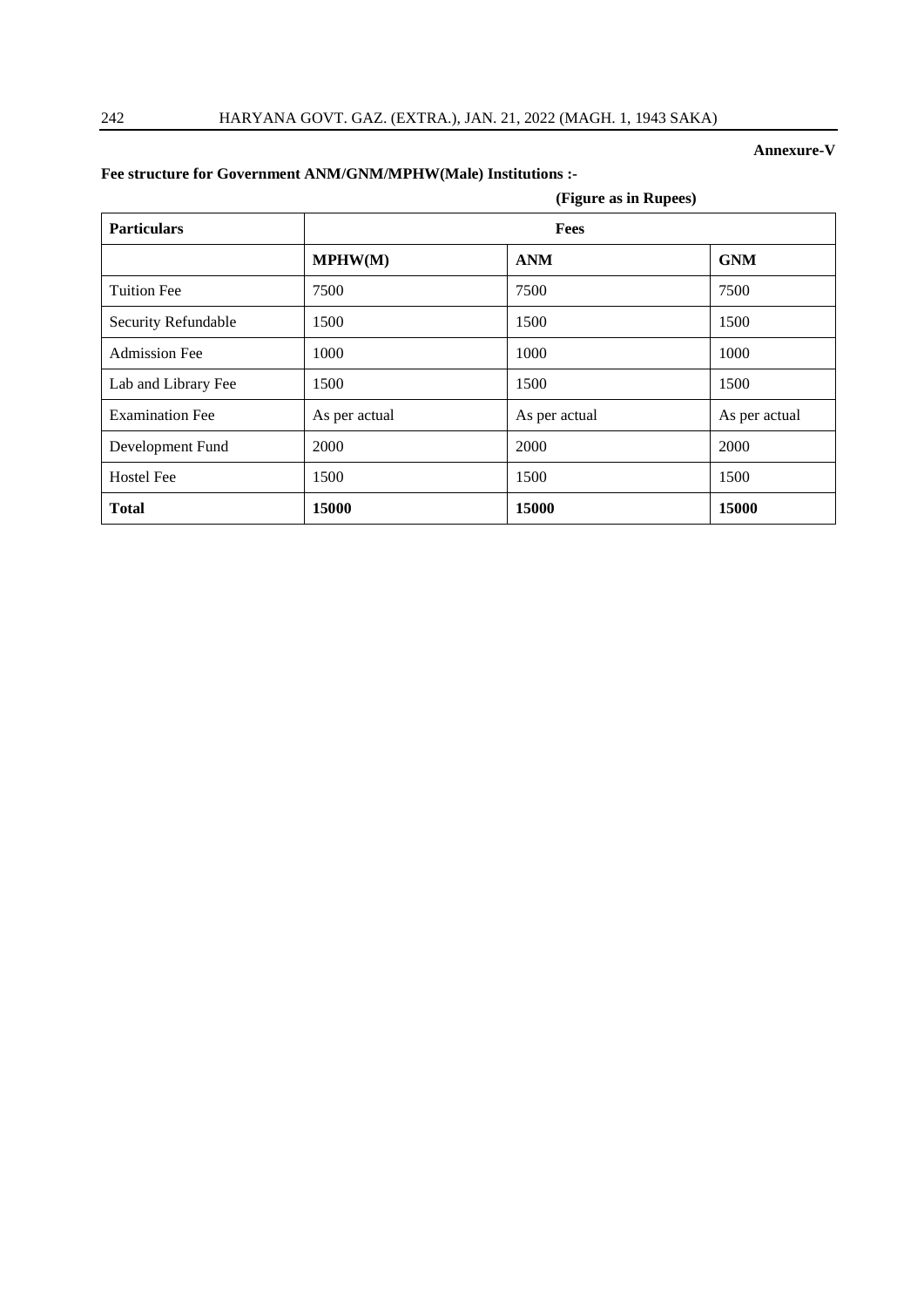**Annexure-V**

**Fee structure for Government ANM/GNM/MPHW(Male) Institutions :-**

**(Figure as in Rupees)**

| **Particulars** | **Fees** | | |
|---|---|---|---|
| | **MPHW(M)** | **ANM** | **GNM** |
| Tuition Fee | 7500 | 7500 | 7500 |
| Security Refundable | 1500 | 1500 | 1500 |
| Admission Fee | 1000 | 1000 | 1000 |
| Lab and Library Fee | 1500 | 1500 | 1500 |
| Examination Fee | As per actual | As per actual | As per actual |
| Development Fund | 2000 | 2000 | 2000 |
| Hostel Fee | 1500 | 1500 | 1500 |
| **Total** | **15000** | **15000** | **15000** |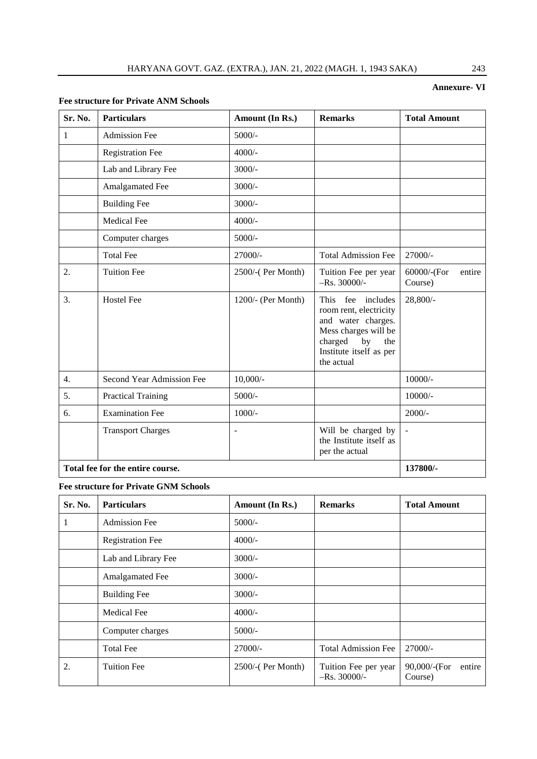**Annexure- VI**

**Fee structure for Private ANM Schools**

| Sr. No. | Particulars | Amount (In Rs.) | Remarks | Total Amount |
|---|---|---|---|---|
| 1 | Admission Fee | 5000/- | | |
| | Registration Fee | 4000/- | | |
| | Lab and Library Fee | 3000/- | | |
| | Amalgamated Fee | 3000/- | | |
| | Building Fee | 3000/- | | |
| | Medical Fee | 4000/- | | |
| | Computer charges | 5000/- | | |
| | Total Fee | 27000/- | Total Admission Fee | 27000/- |
| 2. | Tuition Fee | 2500/-( Per Month) | Tuition Fee per year –Rs. 30000/- | 60000/-(For entire Course) |
| 3. | Hostel Fee | 1200/- (Per Month) | This fee includes room rent, electricity and water charges. Mess charges will be charged by the Institute itself as per the actual | 28,800/- |
| 4. | Second Year Admission Fee | 10,000/- | | 10000/- |
| 5. | Practical Training | 5000/- | | 10000/- |
| 6. | Examination Fee | 1000/- | | 2000/- |
| | Transport Charges | - | Will be charged by the Institute itself as per the actual | - |
| **Total fee for the entire course.** | | | | **137800/-** |

**Fee structure for Private GNM Schools**

| Sr. No. | Particulars | Amount (In Rs.) | Remarks | Total Amount |
|---|---|---|---|---|
| 1 | Admission Fee | 5000/- | | |
| | Registration Fee | 4000/- | | |
| | Lab and Library Fee | 3000/- | | |
| | Amalgamated Fee | 3000/- | | |
| | Building Fee | 3000/- | | |
| | Medical Fee | 4000/- | | |
| | Computer charges | 5000/- | | |
| | Total Fee | 27000/- | Total Admission Fee | 27000/- |
| 2. | Tuition Fee | 2500/-( Per Month) | Tuition Fee per year –Rs. 30000/- | 90,000/-(For entire Course) |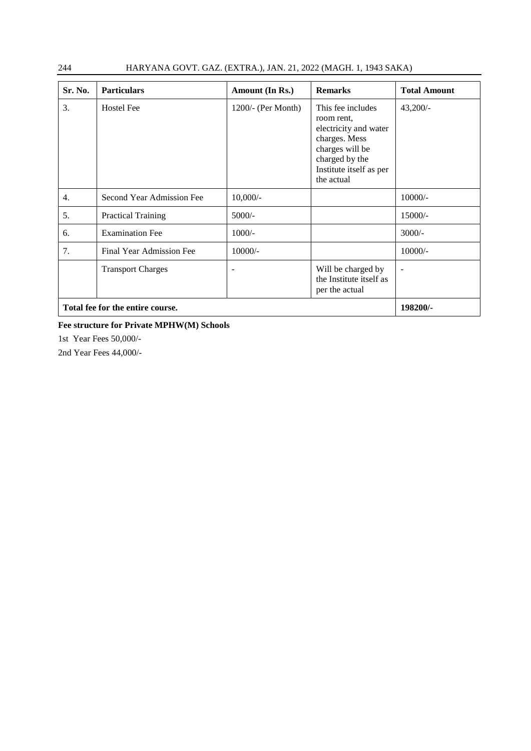| Sr. No. | Particulars | Amount (In Rs.) | Remarks | Total Amount |
|---|---|---|---|---|
| 3. | Hostel Fee | 1200/- (Per Month) | This fee includes room rent, electricity and water charges. Mess charges will be charged by the Institute itself as per the actual | 43,200/- |
| 4. | Second Year Admission Fee | 10,000/- | | 10000/- |
| 5. | Practical Training | 5000/- | | 15000/- |
| 6. | Examination Fee | 1000/- | | 3000/- |
| 7. | Final Year Admission Fee | 10000/- | | 10000/- |
| | Transport Charges | - | Will be charged by the Institute itself as per the actual | - |
| **Total fee for the entire course.** | | | | **198200/-** |

**Fee structure for Private MPHW(M) Schools**

1st Year Fees 50,000/-

2nd Year Fees 44,000/-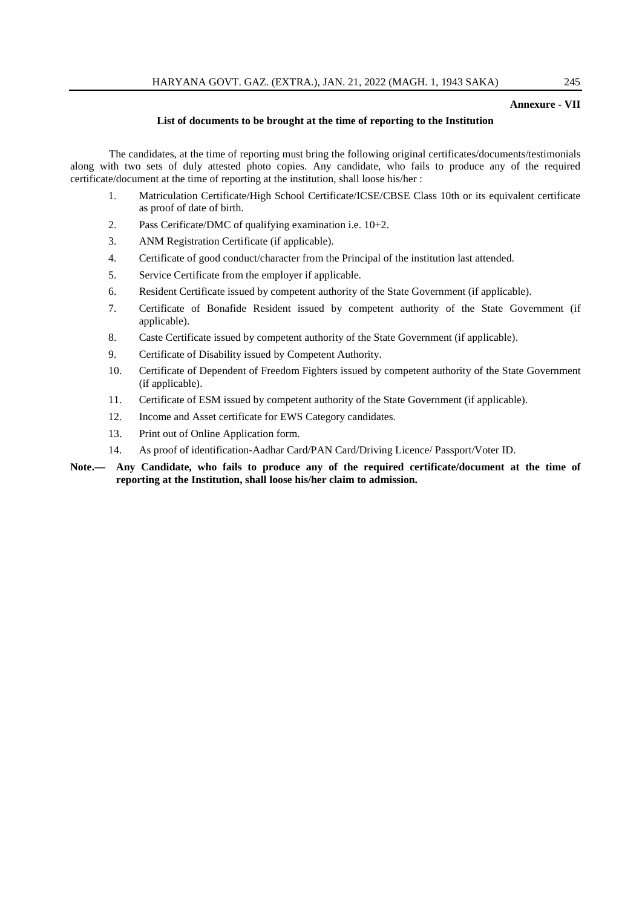**Annexure - VII**

## List of documents to be brought at the time of reporting to the Institution

The candidates, at the time of reporting must bring the following original certificates/documents/testimonials along with two sets of duly attested photo copies. Any candidate, who fails to produce any of the required certificate/document at the time of reporting at the institution, shall loose his/her :

1. Matriculation Certificate/High School Certificate/ICSE/CBSE Class 10th or its equivalent certificate as proof of date of birth.
2. Pass Cerificate/DMC of qualifying examination i.e. 10+2.
3. ANM Registration Certificate (if applicable).
4. Certificate of good conduct/character from the Principal of the institution last attended.
5. Service Certificate from the employer if applicable.
6. Resident Certificate issued by competent authority of the State Government (if applicable).
7. Certificate of Bonafide Resident issued by competent authority of the State Government (if applicable).
8. Caste Certificate issued by competent authority of the State Government (if applicable).
9. Certificate of Disability issued by Competent Authority.
10. Certificate of Dependent of Freedom Fighters issued by competent authority of the State Government (if applicable).
11. Certificate of ESM issued by competent authority of the State Government (if applicable).
12. Income and Asset certificate for EWS Category candidates.
13. Print out of Online Application form.
14. As proof of identification-Aadhar Card/PAN Card/Driving Licence/ Passport/Voter ID.

**Note.— Any Candidate, who fails to produce any of the required certificate/document at the time of reporting at the Institution, shall loose his/her claim to admission.**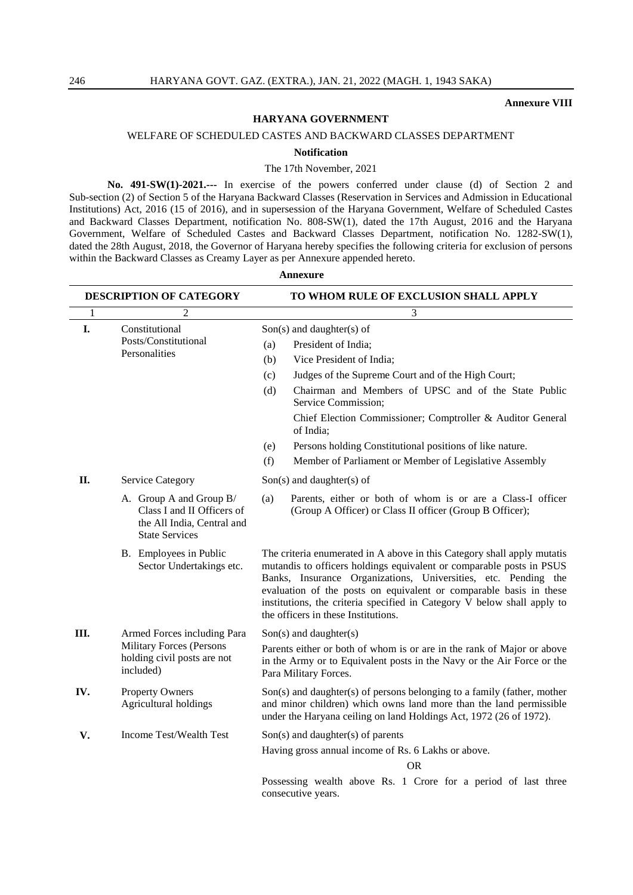**Annexure VIII**

**HARYANA GOVERNMENT**

WELFARE OF SCHEDULED CASTES AND BACKWARD CLASSES DEPARTMENT

**Notification**

The 17th November, 2021

**No. 491-SW(1)-2021.---** In exercise of the powers conferred under clause (d) of Section 2 and Sub-section (2) of Section 5 of the Haryana Backward Classes (Reservation in Services and Admission in Educational Institutions) Act, 2016 (15 of 2016), and in supersession of the Haryana Government, Welfare of Scheduled Castes and Backward Classes Department, notification No. 808-SW(1), dated the 17th August, 2016 and the Haryana Government, Welfare of Scheduled Castes and Backward Classes Department, notification No. 1282-SW(1), dated the 28th August, 2018, the Governor of Haryana hereby specifies the following criteria for exclusion of persons within the Backward Classes as Creamy Layer as per Annexure appended hereto.

**Annexure**

| DESCRIPTION OF CATEGORY | | TO WHOM RULE OF EXCLUSION SHALL APPLY |
|---|---|---|
| 1 | 2 | 3 |
| **I.** | Constitutional Posts/Constitutional Personalities | Son(s) and daughter(s) of<br>(a) President of India;<br>(b) Vice President of India;<br>(c) Judges of the Supreme Court and of the High Court;<br>(d) Chairman and Members of UPSC and of the State Public Service Commission;<br>Chief Election Commissioner; Comptroller & Auditor General of India;<br>(e) Persons holding Constitutional positions of like nature.<br>(f) Member of Parliament or Member of Legislative Assembly |
| **II.** | Service Category | Son(s) and daughter(s) of |
| | A. Group A and Group B/ Class I and II Officers of the All India, Central and State Services | (a) Parents, either or both of whom is or are a Class-I officer (Group A Officer) or Class II officer (Group B Officer); |
| | B. Employees in Public Sector Undertakings etc. | The criteria enumerated in A above in this Category shall apply mutatis mutandis to officers holdings equivalent or comparable posts in PSUS Banks, Insurance Organizations, Universities, etc. Pending the evaluation of the posts on equivalent or comparable basis in these institutions, the criteria specified in Category V below shall apply to the officers in these Institutions. |
| **III.** | Armed Forces including Para Military Forces (Persons holding civil posts are not included) | Son(s) and daughter(s)<br>Parents either or both of whom is or are in the rank of Major or above in the Army or to Equivalent posts in the Navy or the Air Force or the Para Military Forces. |
| **IV.** | Property Owners Agricultural holdings | Son(s) and daughter(s) of persons belonging to a family (father, mother and minor children) which owns land more than the land permissible under the Haryana ceiling on land Holdings Act, 1972 (26 of 1972). |
| **V.** | Income Test/Wealth Test | Son(s) and daughter(s) of parents<br>Having gross annual income of Rs. 6 Lakhs or above.<br>OR<br>Possessing wealth above Rs. 1 Crore for a period of last three consecutive years. |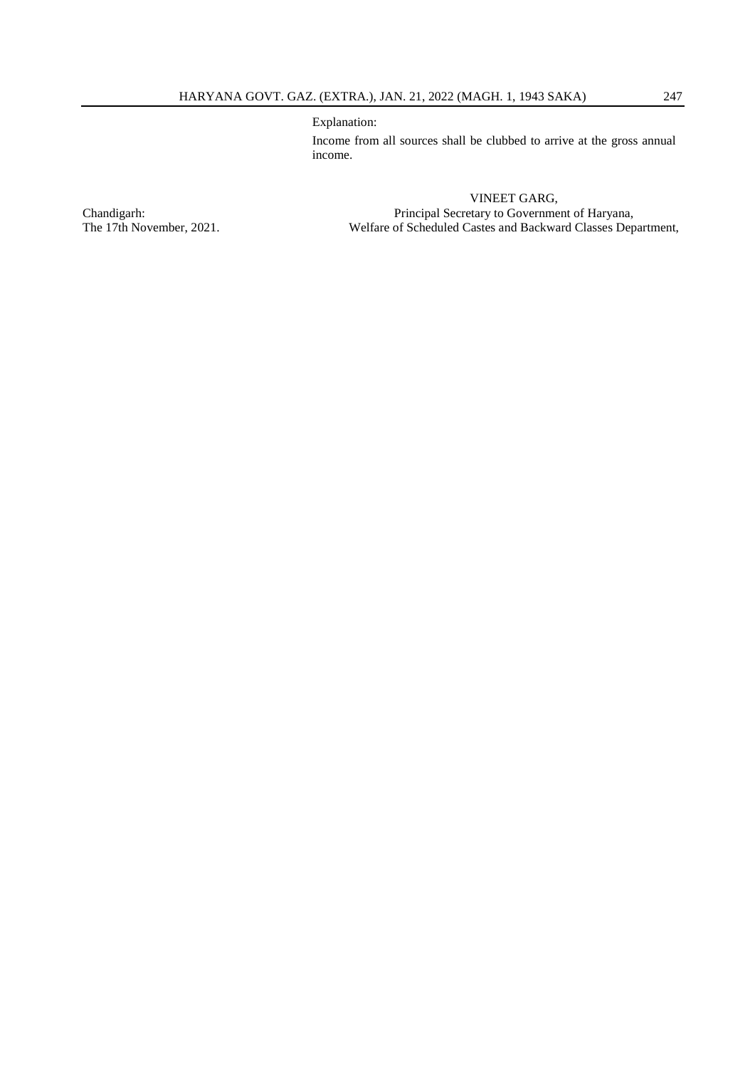Explanation:

Income from all sources shall be clubbed to arrive at the gross annual income.

VINEET GARG,
Principal Secretary to Government of Haryana,
Welfare of Scheduled Castes and Backward Classes Department,

Chandigarh:
The 17th November, 2021.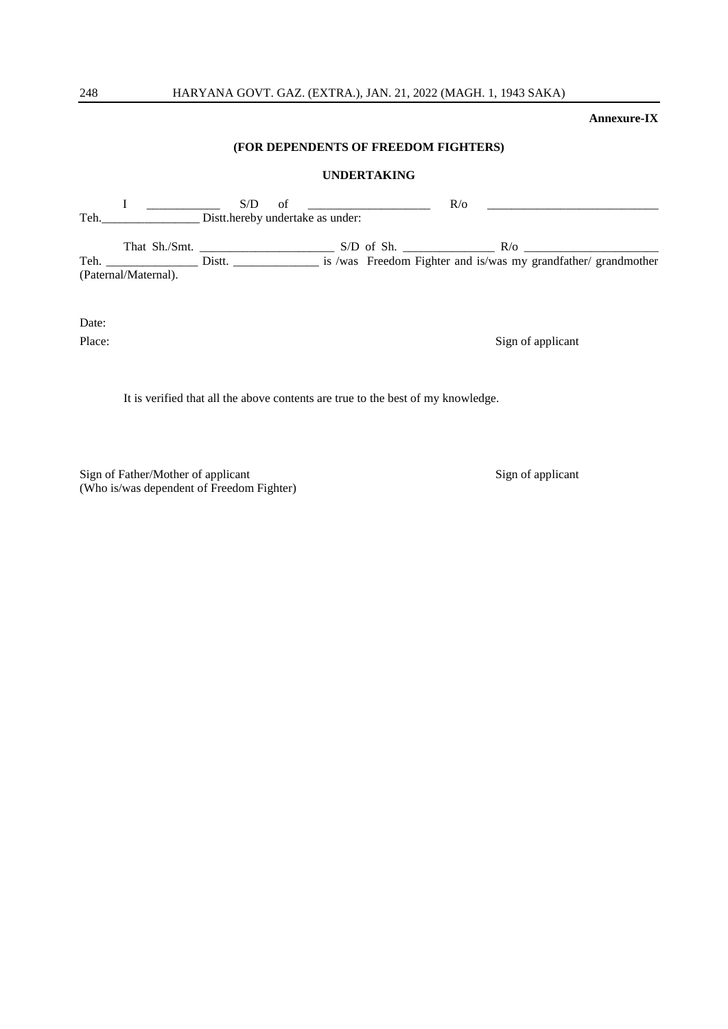**Annexure-IX**

**(FOR DEPENDENTS OF FREEDOM FIGHTERS)**

**UNDERTAKING**

I ____________ S/D of ____________________ R/o ____________________________ Teh.________________ Distt.hereby undertake as under:

That Sh./Smt. ______________________ S/D of Sh. _______________ R/o ______________________ Teh. _______________ Distt. ______________ is /was Freedom Fighter and is/was my grandfather/ grandmother (Paternal/Maternal).

Date:

Place: Sign of applicant

It is verified that all the above contents are true to the best of my knowledge.

Sign of Father/Mother of applicant
(Who is/was dependent of Freedom Fighter)

Sign of applicant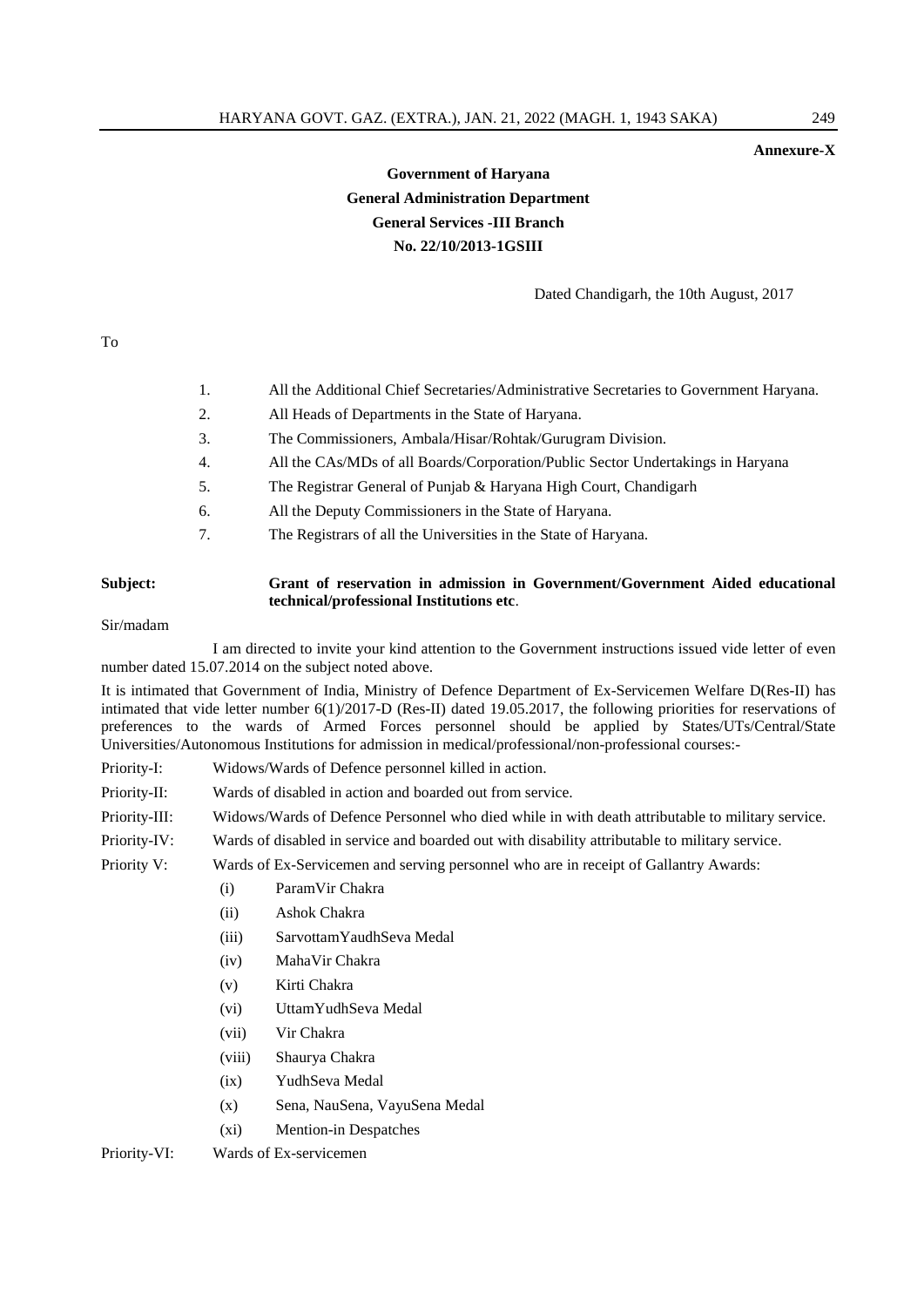**Annexure-X**

**Government of Haryana**
**General Administration Department**
**General Services -III Branch**
**No. 22/10/2013-1GSIII**

Dated Chandigarh, the 10th August, 2017

To

1. All the Additional Chief Secretaries/Administrative Secretaries to Government Haryana.
2. All Heads of Departments in the State of Haryana.
3. The Commissioners, Ambala/Hisar/Rohtak/Gurugram Division.
4. All the CAs/MDs of all Boards/Corporation/Public Sector Undertakings in Haryana
5. The Registrar General of Punjab & Haryana High Court, Chandigarh
6. All the Deputy Commissioners in the State of Haryana.
7. The Registrars of all the Universities in the State of Haryana.

**Subject: Grant of reservation in admission in Government/Government Aided educational technical/professional Institutions etc**.

Sir/madam

I am directed to invite your kind attention to the Government instructions issued vide letter of even number dated 15.07.2014 on the subject noted above.

It is intimated that Government of India, Ministry of Defence Department of Ex-Servicemen Welfare D(Res-II) has intimated that vide letter number 6(1)/2017-D (Res-II) dated 19.05.2017, the following priorities for reservations of preferences to the wards of Armed Forces personnel should be applied by States/UTs/Central/State Universities/Autonomous Institutions for admission in medical/professional/non-professional courses:-

Priority-I: Widows/Wards of Defence personnel killed in action.

Priority-II: Wards of disabled in action and boarded out from service.

Priority-III: Widows/Wards of Defence Personnel who died while in with death attributable to military service.

Priority-IV: Wards of disabled in service and boarded out with disability attributable to military service.

Priority V: Wards of Ex-Servicemen and serving personnel who are in receipt of Gallantry Awards:

- (i) ParamVir Chakra
- (ii) Ashok Chakra
- (iii) SarvottamYaudhSeva Medal
- (iv) MahaVir Chakra
- (v) Kirti Chakra
- (vi) UttamYudhSeva Medal
- (vii) Vir Chakra
- (viii) Shaurya Chakra
- (ix) YudhSeva Medal
- (x) Sena, NauSena, VayuSena Medal
- (xi) Mention-in Despatches

Priority-VI: Wards of Ex-servicemen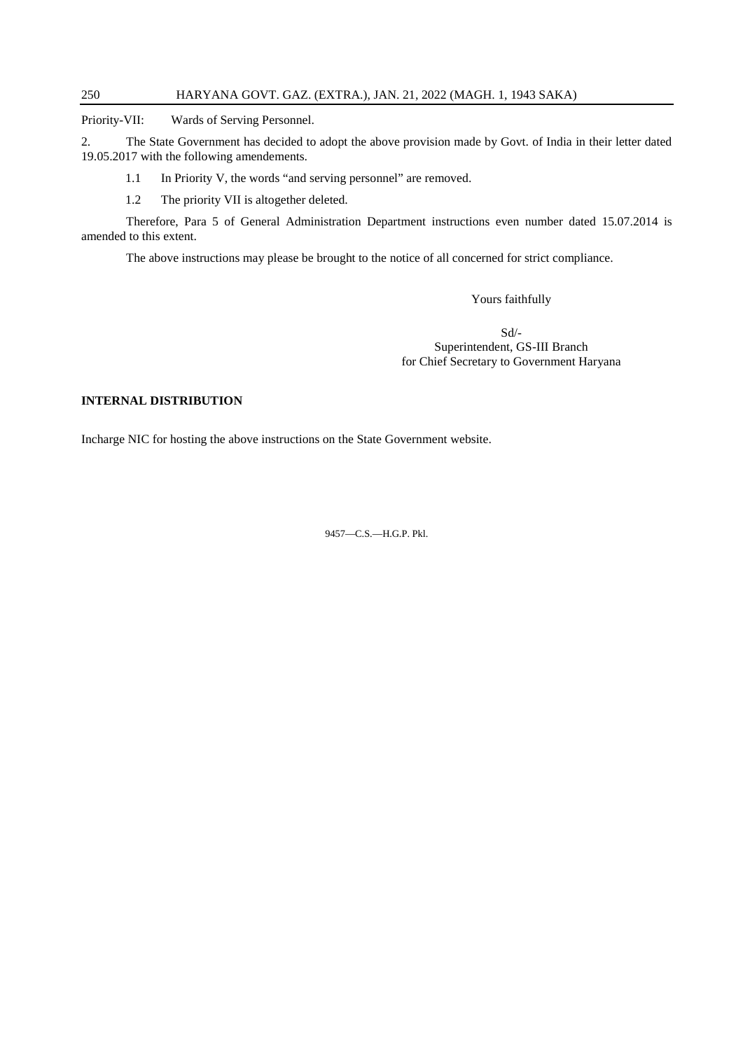Priority-VII: Wards of Serving Personnel.

2. The State Government has decided to adopt the above provision made by Govt. of India in their letter dated 19.05.2017 with the following amendements.

1.1 In Priority V, the words "and serving personnel" are removed.

1.2 The priority VII is altogether deleted.

Therefore, Para 5 of General Administration Department instructions even number dated 15.07.2014 is amended to this extent.

The above instructions may please be brought to the notice of all concerned for strict compliance.

Yours faithfully

Sd/-
Superintendent, GS-III Branch
for Chief Secretary to Government Haryana

**INTERNAL DISTRIBUTION**

Incharge NIC for hosting the above instructions on the State Government website.

9457—C.S.—H.G.P. Pkl.